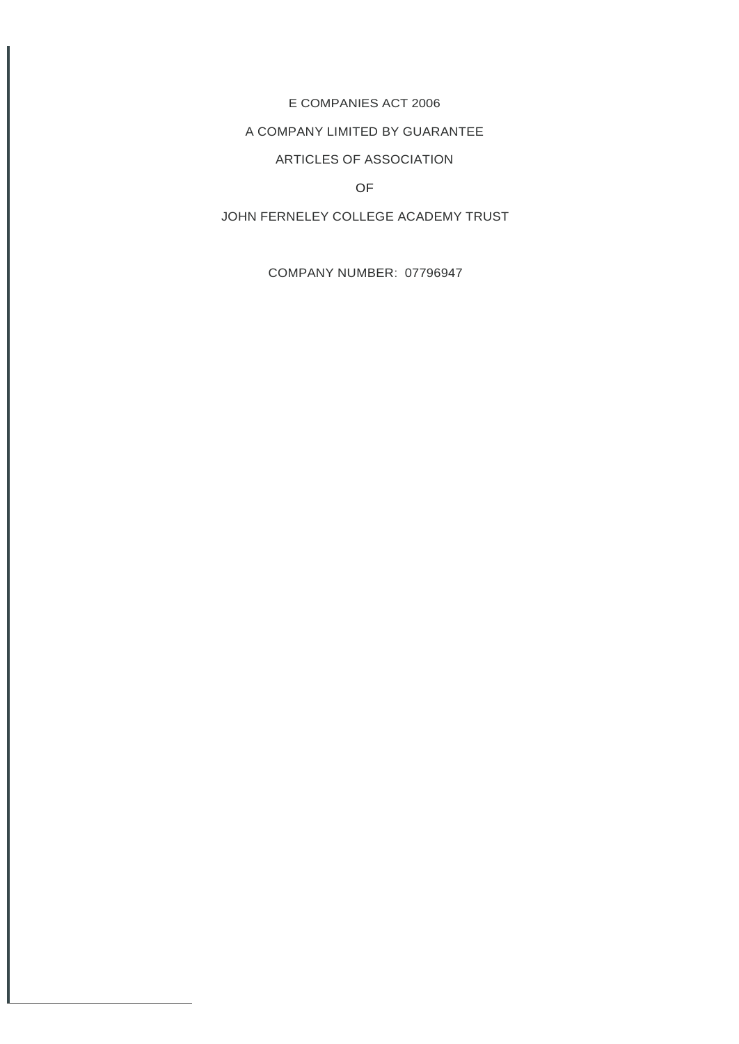E COMPANIES ACT 2006

A COMPANY LIMITED BY GUARANTEE

ARTICLES OF ASSOCIATION

OF

JOHN FERNELEY COLLEGE ACADEMY TRUST

COMPANY NUMBER: 07796947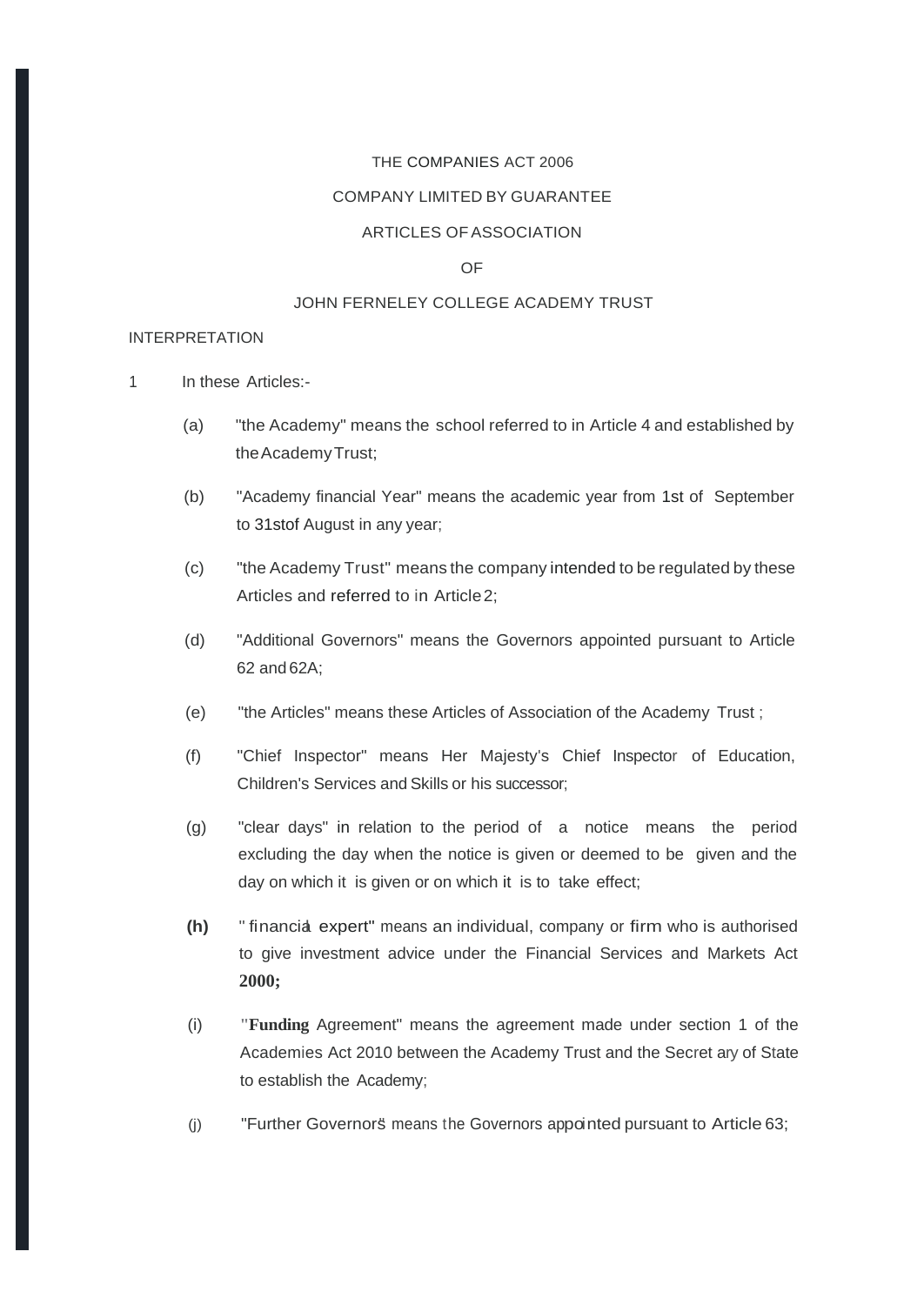THE COMPANIES ACT 2006

COMPANY LIMITED BY GUARANTEE

ARTICLES OF ASSOCIATION

OF

JOHN FERNELEY COLLEGE ACADEMY TRUST

INTERPRETATION

1 In these Articles:-

(a) "the Academy" means the school referred to in Article 4 and established by the Academy Trust;

(b) "Academy financial Year" means the academic year from 1st of September to 31st of August in any year;

(c) "the Academy Trust" means the company intended to be regulated by these Articles and referred to in Article 2;

(d) "Additional Governors" means the Governors appointed pursuant to Article 62 and 62A;

(e) "the Articles" means these Articles of Association of the Academy Trust ;

(f) "Chief Inspector" means Her Majesty's Chief Inspector of Education, Children's Services and Skills or his successor;

(g) "clear days" in relation to the period of a notice means the period excluding the day when the notice is given or deemed to be given and the day on which it is given or on which it is to take effect;

**(h)** "financial expert" means an individual, company or firm who is authorised to give investment advice under the Financial Services and Markets Act **2000;**

(i) "**Funding** Agreement" means the agreement made under section 1 of the Academies Act 2010 between the Academy Trust and the Secretary of State to establish the Academy;

(j) "Further Governors" means the Governors appointed pursuant to Article 63;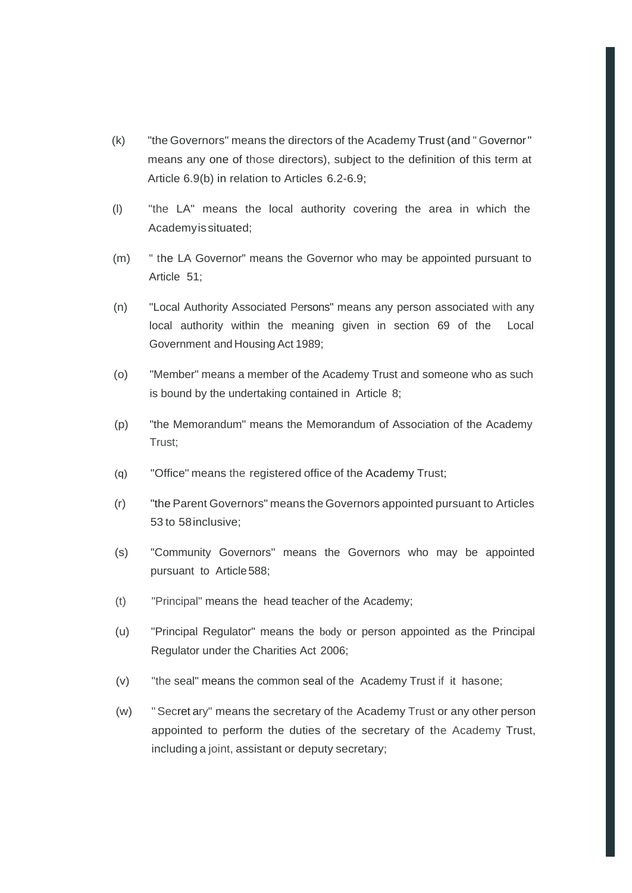(k) "the Governors" means the directors of the Academy Trust (and "Governor" means any one of those directors), subject to the definition of this term at Article 6.9(b) in relation to Articles 6.2-6.9;

(l) "the LA" means the local authority covering the area in which the Academy is situated;

(m) "the LA Governor" means the Governor who may be appointed pursuant to Article 51;

(n) "Local Authority Associated Persons" means any person associated with any local authority within the meaning given in section 69 of the Local Government and Housing Act 1989;

(o) "Member" means a member of the Academy Trust and someone who as such is bound by the undertaking contained in Article 8;

(p) "the Memorandum" means the Memorandum of Association of the Academy Trust;

(q) "Office" means the registered office of the Academy Trust;

(r) "the Parent Governors" means the Governors appointed pursuant to Articles 53 to 58 inclusive;

(s) "Community Governors" means the Governors who may be appointed pursuant to Article 588;

(t) "Principal" means the head teacher of the Academy;

(u) "Principal Regulator" means the body or person appointed as the Principal Regulator under the Charities Act 2006;

(v) "the seal" means the common seal of the Academy Trust if it has one;

(w) "Secretary" means the secretary of the Academy Trust or any other person appointed to perform the duties of the secretary of the Academy Trust, including a joint, assistant or deputy secretary;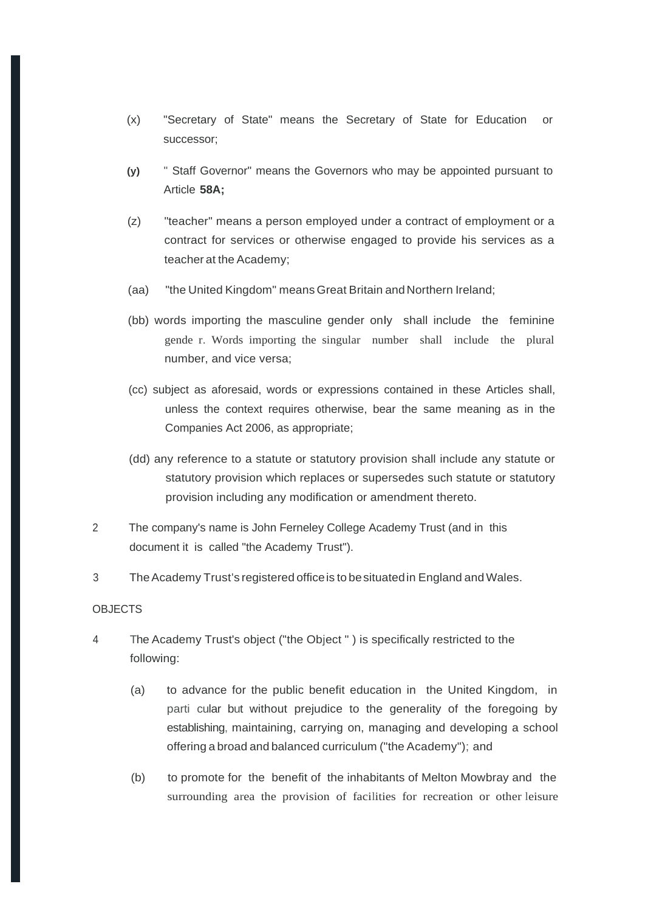(x) "Secretary of State" means the Secretary of State for Education or successor;

**(y)** " Staff Governor" means the Governors who may be appointed pursuant to Article **58A;**

(z) "teacher" means a person employed under a contract of employment or a contract for services or otherwise engaged to provide his services as a teacher at the Academy;

(aa) "the United Kingdom" means Great Britain and Northern Ireland;

(bb) words importing the masculine gender only shall include the feminine gende r. Words importing the singular number shall include the plural number, and vice versa;

(cc) subject as aforesaid, words or expressions contained in these Articles shall, unless the context requires otherwise, bear the same meaning as in the Companies Act 2006, as appropriate;

(dd) any reference to a statute or statutory provision shall include any statute or statutory provision which replaces or supersedes such statute or statutory provision including any modification or amendment thereto.

2 The company's name is John Ferneley College Academy Trust (and in this document it is called "the Academy Trust").

3 The Academy Trust's registered office is to be situated in England and Wales.

OBJECTS

4 The Academy Trust's object ("the Object " ) is specifically restricted to the following:

(a) to advance for the public benefit education in the United Kingdom, in parti cular but without prejudice to the generality of the foregoing by establishing, maintaining, carrying on, managing and developing a school offering a broad and balanced curriculum ("the Academy"); and

(b) to promote for the benefit of the inhabitants of Melton Mowbray and the surrounding area the provision of facilities for recreation or other leisure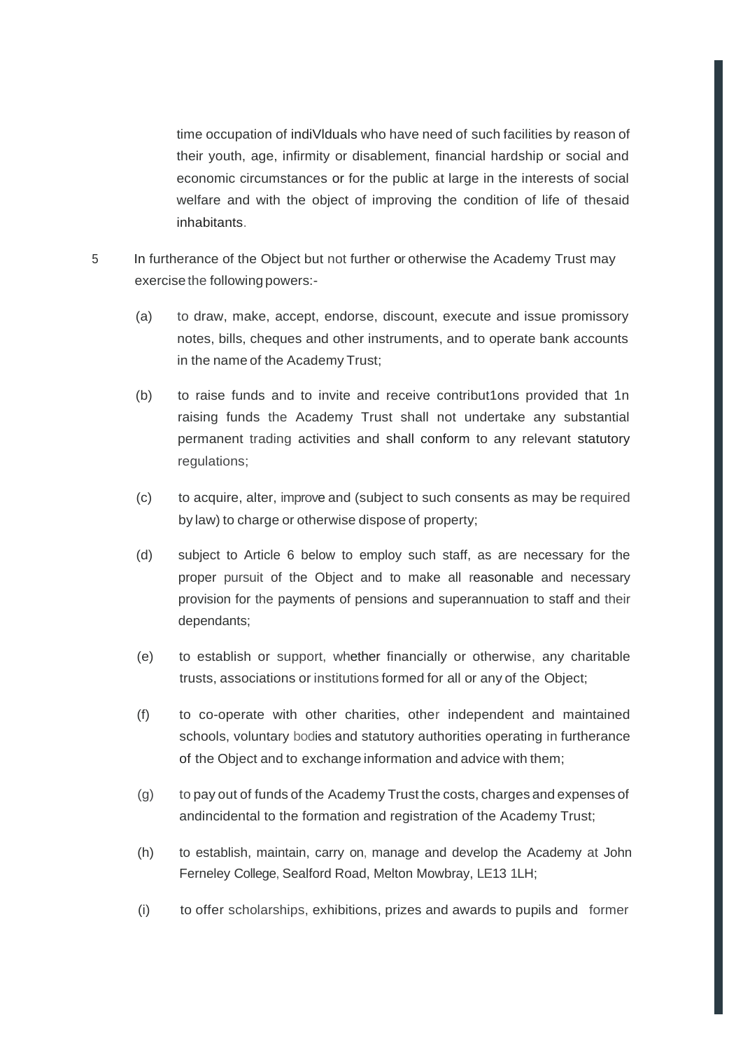time occupation of indiVlduals who have need of such facilities by reason of their youth, age, infirmity or disablement, financial hardship or social and economic circumstances or for the public at large in the interests of social welfare and with the object of improving the condition of life of thesaid inhabitants.

5 In furtherance of the Object but not further or otherwise the Academy Trust may exercise the following powers:-

(a) to draw, make, accept, endorse, discount, execute and issue promissory notes, bills, cheques and other instruments, and to operate bank accounts in the name of the Academy Trust;

(b) to raise funds and to invite and receive contribut1ons provided that 1n raising funds the Academy Trust shall not undertake any substantial permanent trading activities and shall conform to any relevant statutory regulations;

(c) to acquire, alter, improve and (subject to such consents as may be required by law) to charge or otherwise dispose of property;

(d) subject to Article 6 below to employ such staff, as are necessary for the proper pursuit of the Object and to make all reasonable and necessary provision for the payments of pensions and superannuation to staff and their dependants;

(e) to establish or support, whether financially or otherwise, any charitable trusts, associations or institutions formed for all or any of the Object;

(f) to co-operate with other charities, other independent and maintained schools, voluntary bodies and statutory authorities operating in furtherance of the Object and to exchange information and advice with them;

(g) to pay out of funds of the Academy Trust the costs, charges and expenses of andincidental to the formation and registration of the Academy Trust;

(h) to establish, maintain, carry on, manage and develop the Academy at John Ferneley College, Sealford Road, Melton Mowbray, LE13 1LH;

(i) to offer scholarships, exhibitions, prizes and awards to pupils and former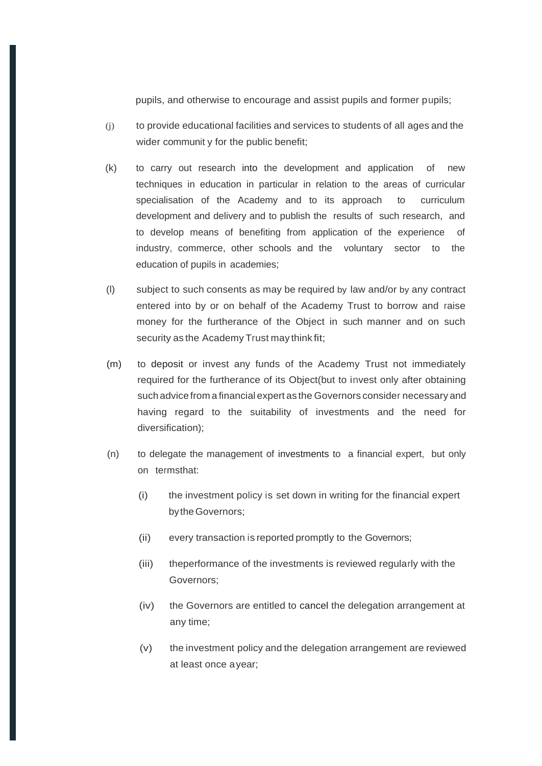pupils, and otherwise to encourage and assist pupils and former pupils;

(j) to provide educational facilities and services to students of all ages and the wider communit y for the public benefit;

(k) to carry out research into the development and application of new techniques in education in particular in relation to the areas of curricular specialisation of the Academy and to its approach to curriculum development and delivery and to publish the results of such research, and to develop means of benefiting from application of the experience of industry, commerce, other schools and the voluntary sector to the education of pupils in academies;

(l) subject to such consents as may be required by law and/or by any contract entered into by or on behalf of the Academy Trust to borrow and raise money for the furtherance of the Object in such manner and on such security as the Academy Trust may think fit;

(m) to deposit or invest any funds of the Academy Trust not immediately required for the furtherance of its Object(but to invest only after obtaining such advice from a financial expert as the Governors consider necessary and having regard to the suitability of investments and the need for diversification);

(n) to delegate the management of investments to a financial expert, but only on termsthat:

 (i) the investment policy is set down in writing for the financial expert bytheGovernors;

 (ii) every transaction is reported promptly to the Governors;

 (iii) theperformance of the investments is reviewed regularly with the Governors;

 (iv) the Governors are entitled to cancel the delegation arrangement at any time;

 (v) the investment policy and the delegation arrangement are reviewed at least once ayear;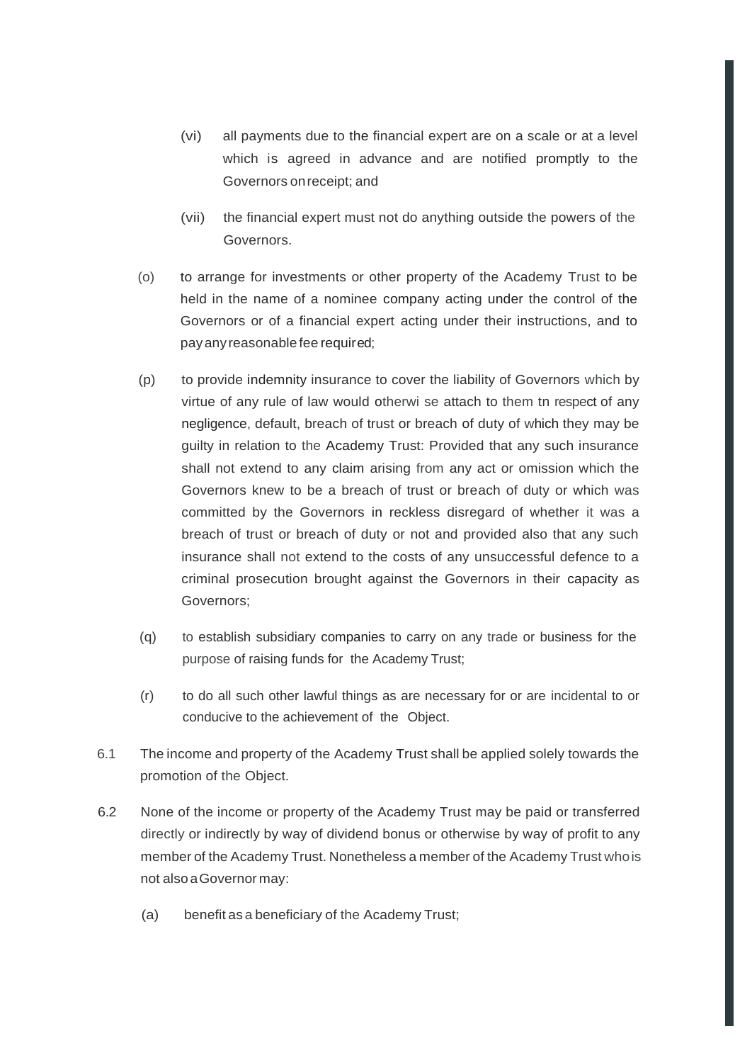(vi) all payments due to the financial expert are on a scale or at a level which is agreed in advance and are notified promptly to the Governors on receipt; and

(vii) the financial expert must not do anything outside the powers of the Governors.

(o) to arrange for investments or other property of the Academy Trust to be held in the name of a nominee company acting under the control of the Governors or of a financial expert acting under their instructions, and to pay any reasonable fee required;

(p) to provide indemnity insurance to cover the liability of Governors which by virtue of any rule of law would otherwi se attach to them tn respect of any negligence, default, breach of trust or breach of duty of which they may be guilty in relation to the Academy Trust: Provided that any such insurance shall not extend to any claim arising from any act or omission which the Governors knew to be a breach of trust or breach of duty or which was committed by the Governors in reckless disregard of whether it was a breach of trust or breach of duty or not and provided also that any such insurance shall not extend to the costs of any unsuccessful defence to a criminal prosecution brought against the Governors in their capacity as Governors;

(q) to establish subsidiary companies to carry on any trade or business for the purpose of raising funds for the Academy Trust;

(r) to do all such other lawful things as are necessary for or are incidental to or conducive to the achievement of the Object.

6.1 The income and property of the Academy Trust shall be applied solely towards the promotion of the Object.

6.2 None of the income or property of the Academy Trust may be paid or transferred directly or indirectly by way of dividend bonus or otherwise by way of profit to any member of the Academy Trust. Nonetheless a member of the Academy Trust who is not also a Governor may:

(a) benefit as a beneficiary of the Academy Trust;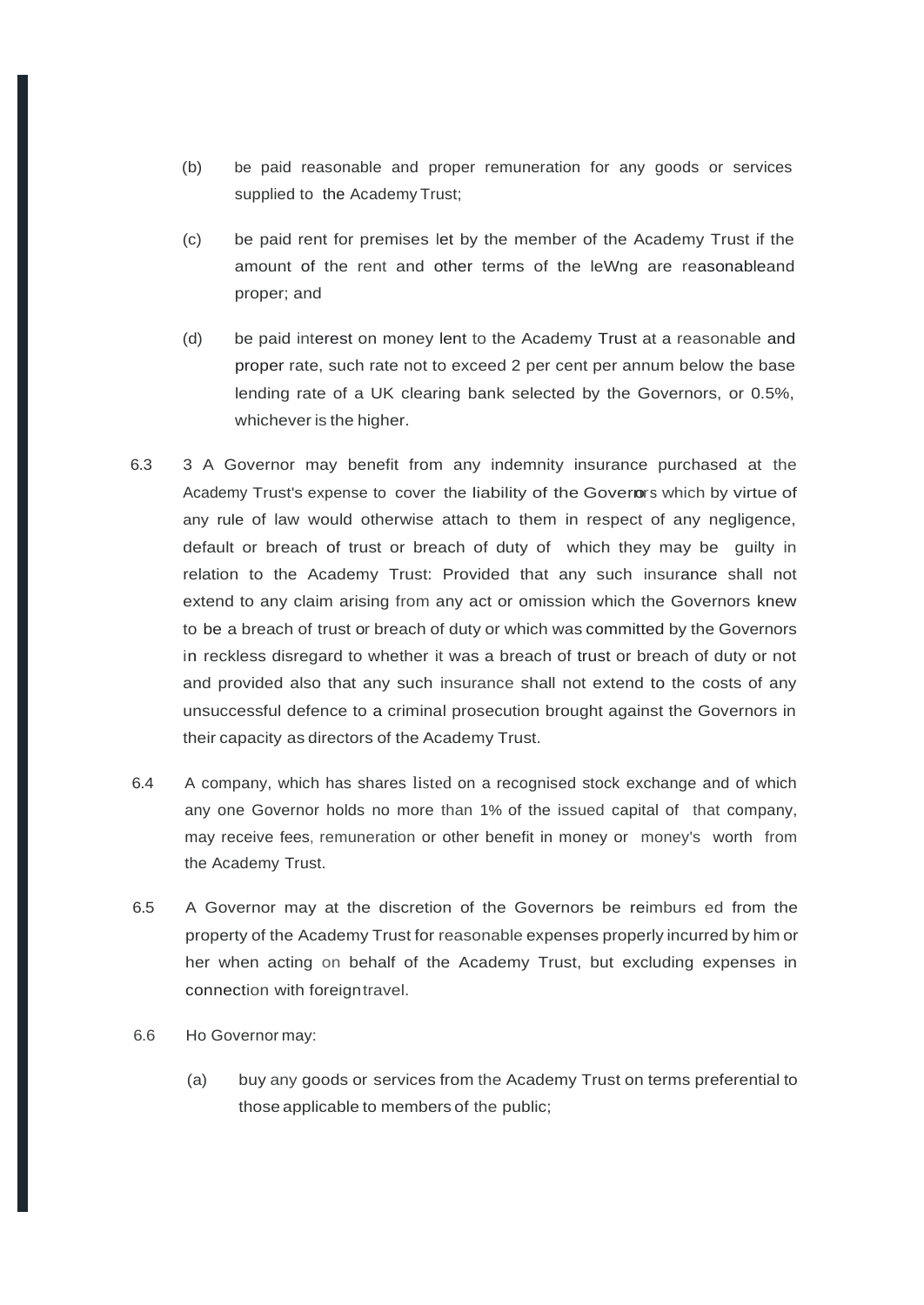(b) be paid reasonable and proper remuneration for any goods or services supplied to the Academy Trust;

(c) be paid rent for premises let by the member of the Academy Trust if the amount of the rent and other terms of the leWng are reasonableand proper; and

(d) be paid interest on money lent to the Academy Trust at a reasonable and proper rate, such rate not to exceed 2 per cent per annum below the base lending rate of a UK clearing bank selected by the Governors, or 0.5%, whichever is the higher.

6.3 3 A Governor may benefit from any indemnity insurance purchased at the Academy Trust's expense to cover the liability of the Governors which by virtue of any rule of law would otherwise attach to them in respect of any negligence, default or breach of trust or breach of duty of which they may be guilty in relation to the Academy Trust: Provided that any such insurance shall not extend to any claim arising from any act or omission which the Governors knew to be a breach of trust or breach of duty or which was committed by the Governors in reckless disregard to whether it was a breach of trust or breach of duty or not and provided also that any such insurance shall not extend to the costs of any unsuccessful defence to a criminal prosecution brought against the Governors in their capacity as directors of the Academy Trust.

6.4 A company, which has shares listed on a recognised stock exchange and of which any one Governor holds no more than 1% of the issued capital of that company, may receive fees, remuneration or other benefit in money or money's worth from the Academy Trust.

6.5 A Governor may at the discretion of the Governors be reimburs ed from the property of the Academy Trust for reasonable expenses properly incurred by him or her when acting on behalf of the Academy Trust, but excluding expenses in connection with foreigntravel.

6.6 Ho Governor may:

(a) buy any goods or services from the Academy Trust on terms preferential to those applicable to members of the public;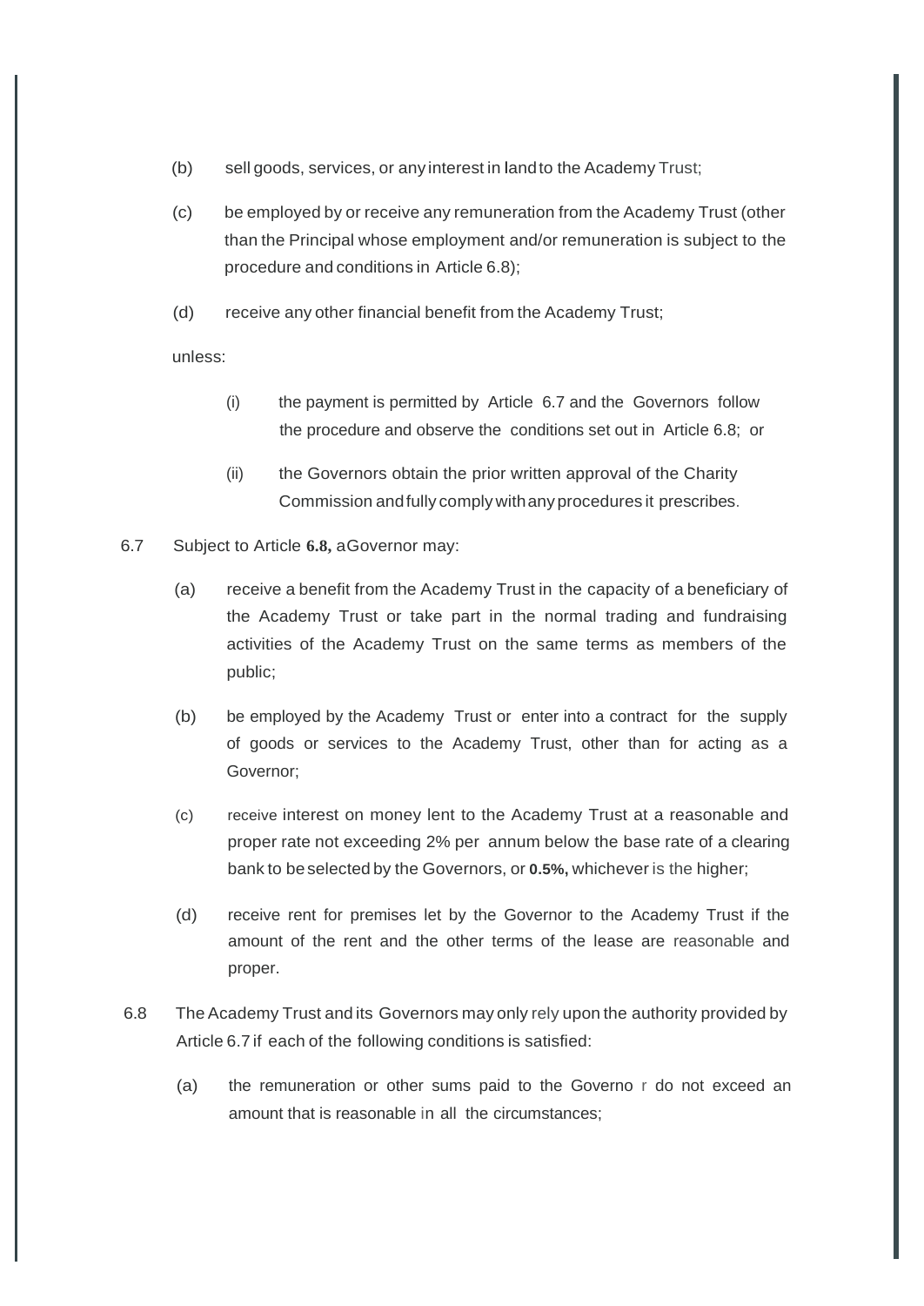(b) sell goods, services, or any interest in land to the Academy Trust;

(c) be employed by or receive any remuneration from the Academy Trust (other than the Principal whose employment and/or remuneration is subject to the procedure and conditions in Article 6.8);

(d) receive any other financial benefit from the Academy Trust;

unless:

(i) the payment is permitted by Article 6.7 and the Governors follow the procedure and observe the conditions set out in Article 6.8; or

(ii) the Governors obtain the prior written approval of the Charity Commission and fully comply with any procedures it prescribes.

6.7 Subject to Article **6.8,** a Governor may:

(a) receive a benefit from the Academy Trust in the capacity of a beneficiary of the Academy Trust or take part in the normal trading and fundraising activities of the Academy Trust on the same terms as members of the public;

(b) be employed by the Academy Trust or enter into a contract for the supply of goods or services to the Academy Trust, other than for acting as a Governor;

(c) receive interest on money lent to the Academy Trust at a reasonable and proper rate not exceeding 2% per annum below the base rate of a clearing bank to be selected by the Governors, or **0.5%,** whichever is the higher;

(d) receive rent for premises let by the Governor to the Academy Trust if the amount of the rent and the other terms of the lease are reasonable and proper.

6.8 The Academy Trust and its Governors may only rely upon the authority provided by Article 6.7 if each of the following conditions is satisfied:

(a) the remuneration or other sums paid to the Governor do not exceed an amount that is reasonable in all the circumstances;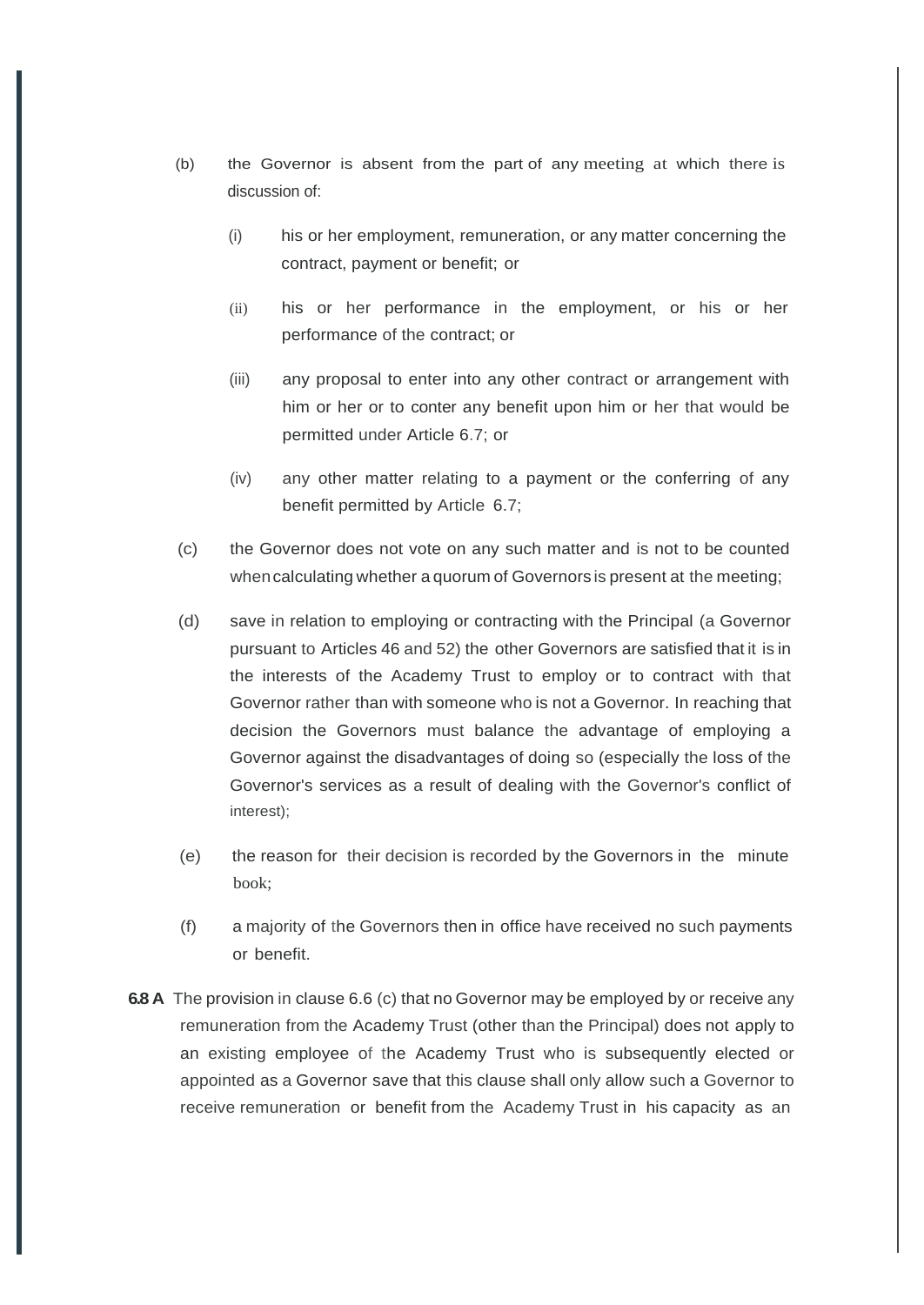(b) the Governor is absent from the part of any meeting at which there is discussion of:

  (i) his or her employment, remuneration, or any matter concerning the contract, payment or benefit; or

  (ii) his or her performance in the employment, or his or her performance of the contract; or

  (iii) any proposal to enter into any other contract or arrangement with him or her or to conter any benefit upon him or her that would be permitted under Article 6.7; or

  (iv) any other matter relating to a payment or the conferring of any benefit permitted by Article 6.7;

(c) the Governor does not vote on any such matter and is not to be counted when calculating whether a quorum of Governors is present at the meeting;

(d) save in relation to employing or contracting with the Principal (a Governor pursuant to Articles 46 and 52) the other Governors are satisfied that it is in the interests of the Academy Trust to employ or to contract with that Governor rather than with someone who is not a Governor. In reaching that decision the Governors must balance the advantage of employing a Governor against the disadvantages of doing so (especially the loss of the Governor's services as a result of dealing with the Governor's conflict of interest);

(e) the reason for their decision is recorded by the Governors in the minute book;

(f) a majority of the Governors then in office have received no such payments or benefit.

**6.8 A** The provision in clause 6.6 (c) that no Governor may be employed by or receive any remuneration from the Academy Trust (other than the Principal) does not apply to an existing employee of the Academy Trust who is subsequently elected or appointed as a Governor save that this clause shall only allow such a Governor to receive remuneration or benefit from the Academy Trust in his capacity as an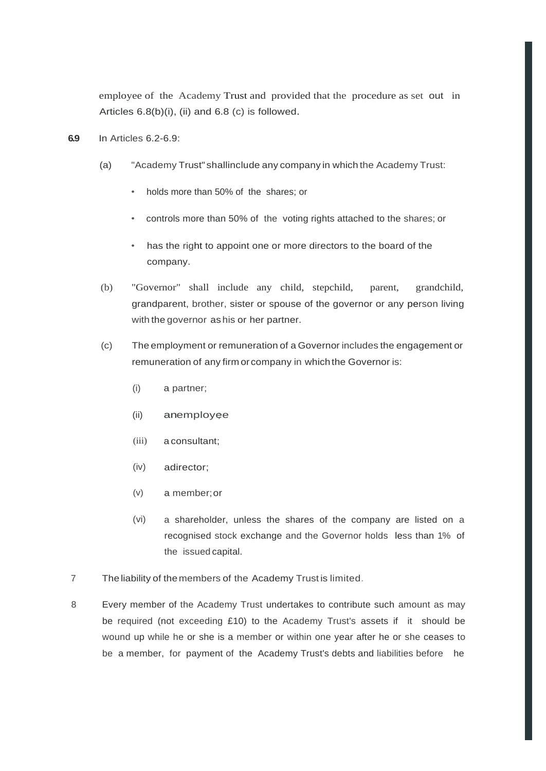employee of the Academy Trust and provided that the procedure as set out in Articles 6.8(b)(i), (ii) and 6.8 (c) is followed.

**6.9** In Articles 6.2-6.9:

(a) "Academy Trust" shallinclude any company in which the Academy Trust:

- holds more than 50% of the shares; or
- controls more than 50% of the voting rights attached to the shares; or
- has the right to appoint one or more directors to the board of the company.

(b) "Governor" shall include any child, stepchild, parent, grandchild, grandparent, brother, sister or spouse of the governor or any person living with the governor as his or her partner.

(c) The employment or remuneration of a Governor includes the engagement or remuneration of any firm or company in which the Governor is:

(i) a partner;

(ii) anemployee

(iii) a consultant;

(iv) adirector;

(v) a member; or

(vi) a shareholder, unless the shares of the company are listed on a recognised stock exchange and the Governor holds less than 1% of the issued capital.

7 The liability of the members of the Academy Trust is limited.

8 Every member of the Academy Trust undertakes to contribute such amount as may be required (not exceeding £10) to the Academy Trust's assets if it should be wound up while he or she is a member or within one year after he or she ceases to be a member, for payment of the Academy Trust's debts and liabilities before he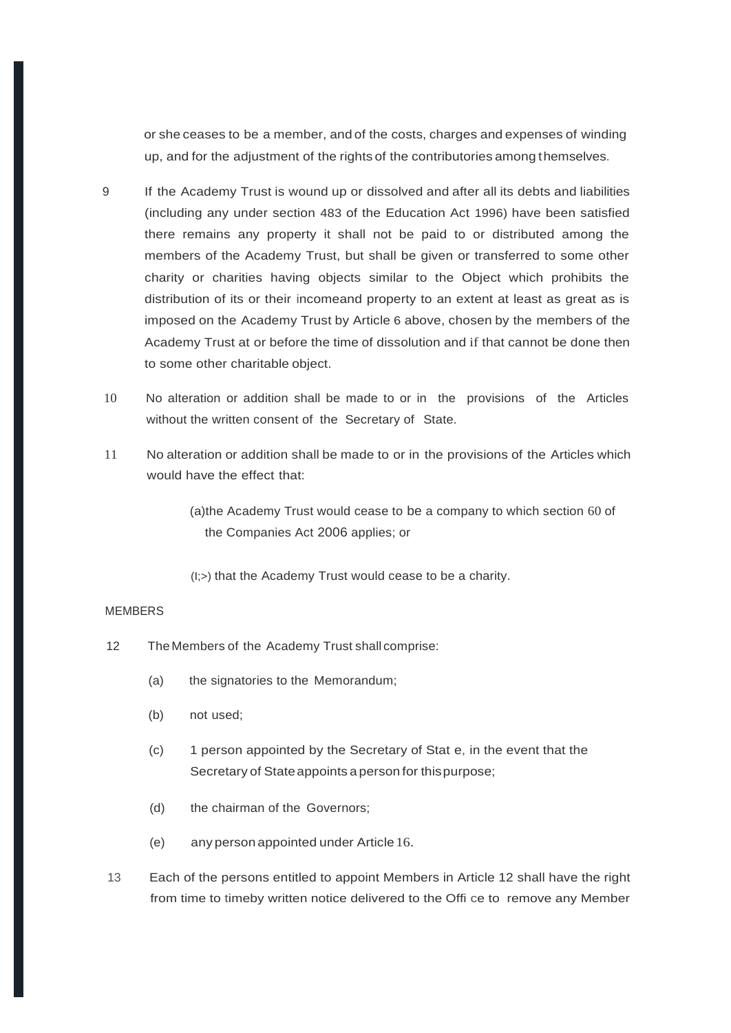or she ceases to be a member, and of the costs, charges and expenses of winding up, and for the adjustment of the rights of the contributories among themselves.

9 If the Academy Trust is wound up or dissolved and after all its debts and liabilities (including any under section 483 of the Education Act 1996) have been satisfied there remains any property it shall not be paid to or distributed among the members of the Academy Trust, but shall be given or transferred to some other charity or charities having objects similar to the Object which prohibits the distribution of its or their incomeand property to an extent at least as great as is imposed on the Academy Trust by Article 6 above, chosen by the members of the Academy Trust at or before the time of dissolution and if that cannot be done then to some other charitable object.

10 No alteration or addition shall be made to or in the provisions of the Articles without the written consent of the Secretary of State.

11 No alteration or addition shall be made to or in the provisions of the Articles which would have the effect that:

(a)the Academy Trust would cease to be a company to which section 60 of the Companies Act 2006 applies; or

(I;>) that the Academy Trust would cease to be a charity.

MEMBERS

12 The Members of the Academy Trust shall comprise:

(a) the signatories to the Memorandum;

(b) not used;

(c) 1 person appointed by the Secretary of Stat e, in the event that the Secretary of State appoints a person for this purpose;

(d) the chairman of the Governors;

(e) any person appointed under Article 16.

13 Each of the persons entitled to appoint Members in Article 12 shall have the right from time to timeby written notice delivered to the Offi ce to remove any Member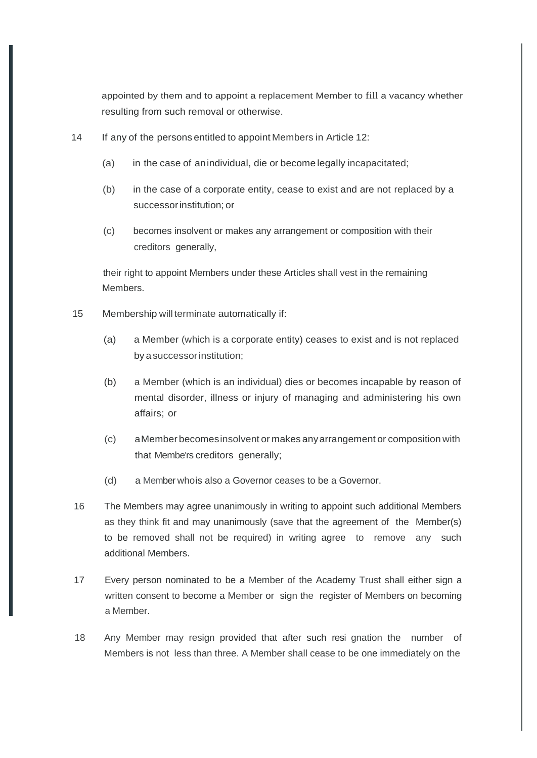appointed by them and to appoint a replacement Member to fill a vacancy whether resulting from such removal or otherwise.

14 If any of the persons entitled to appoint Members in Article 12:

(a) in the case of an individual, die or become legally incapacitated;

(b) in the case of a corporate entity, cease to exist and are not replaced by a successor institution; or

(c) becomes insolvent or makes any arrangement or composition with their creditors generally,

their right to appoint Members under these Articles shall vest in the remaining Members.

15 Membership will terminate automatically if:

(a) a Member (which is a corporate entity) ceases to exist and is not replaced by a successor institution;

(b) a Member (which is an individual) dies or becomes incapable by reason of mental disorder, illness or injury of managing and administering his own affairs; or

(c) a Member becomes insolvent or makes any arrangement or composition with that Member's creditors generally;

(d) a Member who is also a Governor ceases to be a Governor.

16 The Members may agree unanimously in writing to appoint such additional Members as they think fit and may unanimously (save that the agreement of the Member(s) to be removed shall not be required) in writing agree to remove any such additional Members.

17 Every person nominated to be a Member of the Academy Trust shall either sign a written consent to become a Member or sign the register of Members on becoming a Member.

18 Any Member may resign provided that after such resignation the number of Members is not less than three. A Member shall cease to be one immediately on the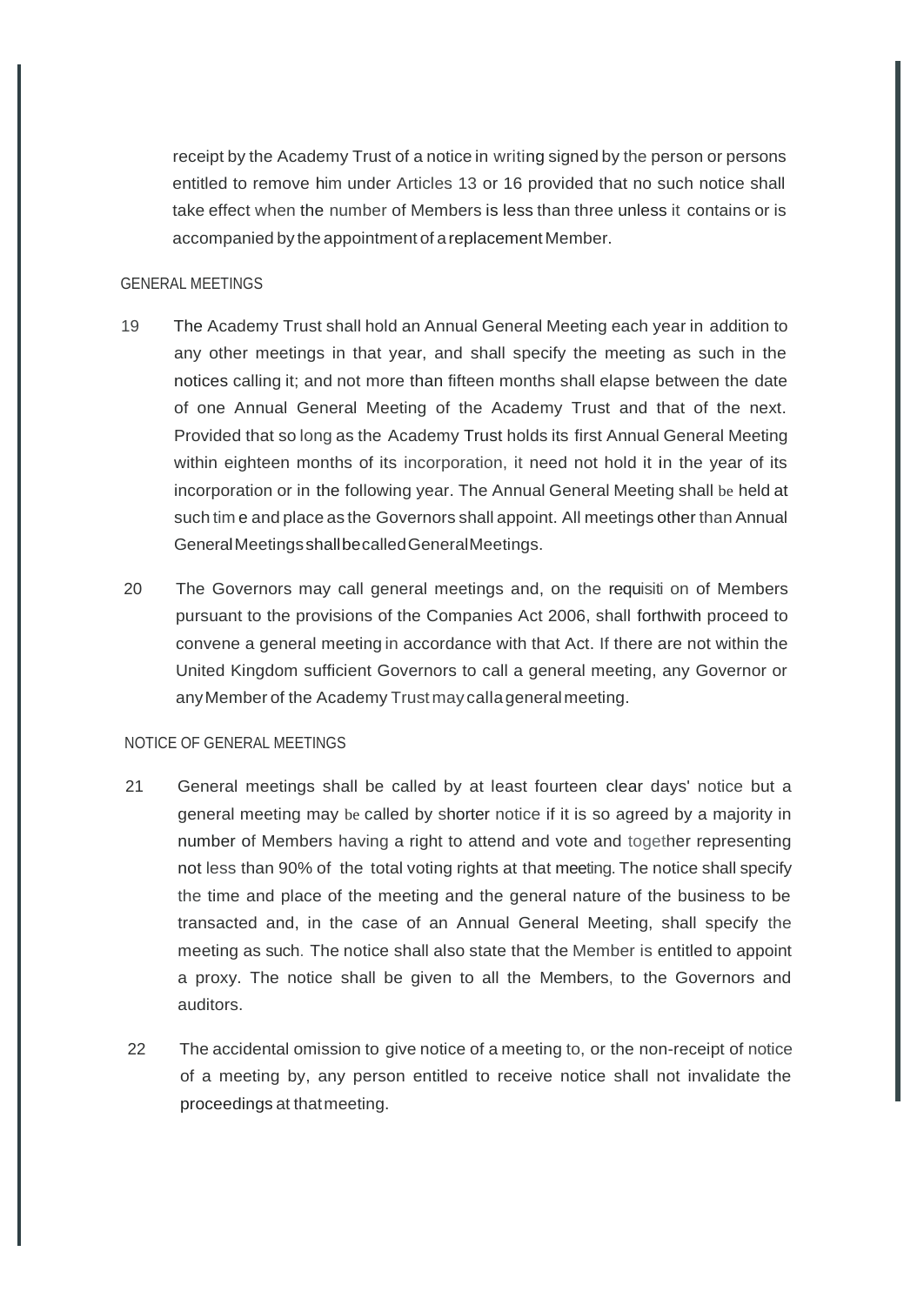receipt by the Academy Trust of a notice in writing signed by the person or persons entitled to remove him under Articles 13 or 16 provided that no such notice shall take effect when the number of Members is less than three unless it contains or is accompanied by the appointment of a replacement Member.

## GENERAL MEETINGS

19 The Academy Trust shall hold an Annual General Meeting each year in addition to any other meetings in that year, and shall specify the meeting as such in the notices calling it; and not more than fifteen months shall elapse between the date of one Annual General Meeting of the Academy Trust and that of the next. Provided that so long as the Academy Trust holds its first Annual General Meeting within eighteen months of its incorporation, it need not hold it in the year of its incorporation or in the following year. The Annual General Meeting shall be held at such time and place as the Governors shall appoint. All meetings other than Annual General Meetings shall be called General Meetings.

20 The Governors may call general meetings and, on the requisition of Members pursuant to the provisions of the Companies Act 2006, shall forthwith proceed to convene a general meeting in accordance with that Act. If there are not within the United Kingdom sufficient Governors to call a general meeting, any Governor or any Member of the Academy Trust may call a general meeting.

## NOTICE OF GENERAL MEETINGS

21 General meetings shall be called by at least fourteen clear days' notice but a general meeting may be called by shorter notice if it is so agreed by a majority in number of Members having a right to attend and vote and together representing not less than 90% of the total voting rights at that meeting. The notice shall specify the time and place of the meeting and the general nature of the business to be transacted and, in the case of an Annual General Meeting, shall specify the meeting as such. The notice shall also state that the Member is entitled to appoint a proxy. The notice shall be given to all the Members, to the Governors and auditors.

22 The accidental omission to give notice of a meeting to, or the non-receipt of notice of a meeting by, any person entitled to receive notice shall not invalidate the proceedings at that meeting.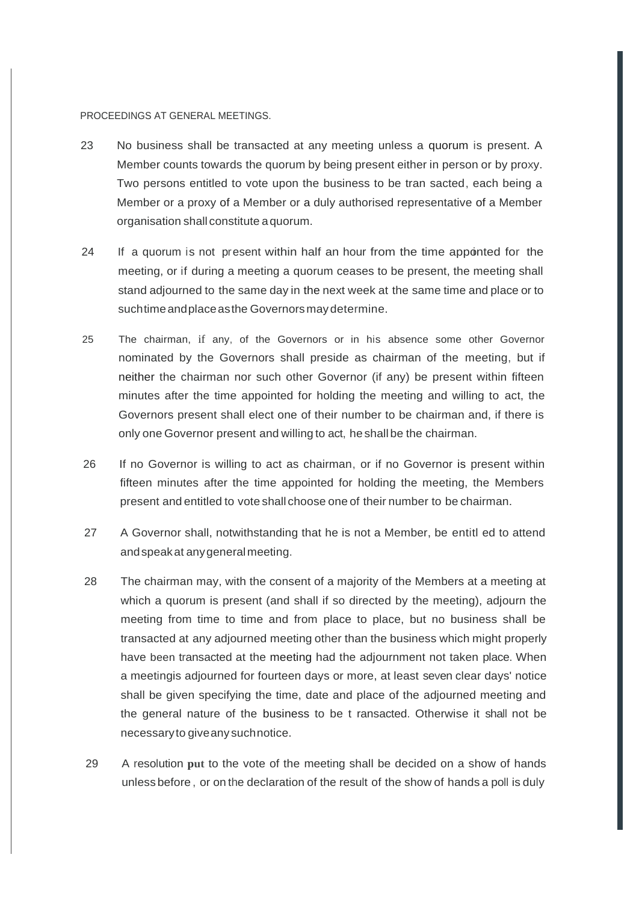PROCEEDINGS AT GENERAL MEETINGS.

23 No business shall be transacted at any meeting unless a quorum is present. A Member counts towards the quorum by being present either in person or by proxy. Two persons entitled to vote upon the business to be transacted, each being a Member or a proxy of a Member or a duly authorised representative of a Member organisation shall constitute a quorum.

24 If a quorum is not present within half an hour from the time appointed for the meeting, or if during a meeting a quorum ceases to be present, the meeting shall stand adjourned to the same day in the next week at the same time and place or to such time and place as the Governors may determine.

25 The chairman, if any, of the Governors or in his absence some other Governor nominated by the Governors shall preside as chairman of the meeting, but if neither the chairman nor such other Governor (if any) be present within fifteen minutes after the time appointed for holding the meeting and willing to act, the Governors present shall elect one of their number to be chairman and, if there is only one Governor present and willing to act, he shall be the chairman.

26 If no Governor is willing to act as chairman, or if no Governor is present within fifteen minutes after the time appointed for holding the meeting, the Members present and entitled to vote shall choose one of their number to be chairman.

27 A Governor shall, notwithstanding that he is not a Member, be entitled to attend and speak at any general meeting.

28 The chairman may, with the consent of a majority of the Members at a meeting at which a quorum is present (and shall if so directed by the meeting), adjourn the meeting from time to time and from place to place, but no business shall be transacted at any adjourned meeting other than the business which might properly have been transacted at the meeting had the adjournment not taken place. When a meeting is adjourned for fourteen days or more, at least seven clear days' notice shall be given specifying the time, date and place of the adjourned meeting and the general nature of the business to be transacted. Otherwise it shall not be necessary to give any such notice.

29 A resolution put to the vote of the meeting shall be decided on a show of hands unless before, or on the declaration of the result of the show of hands a poll is duly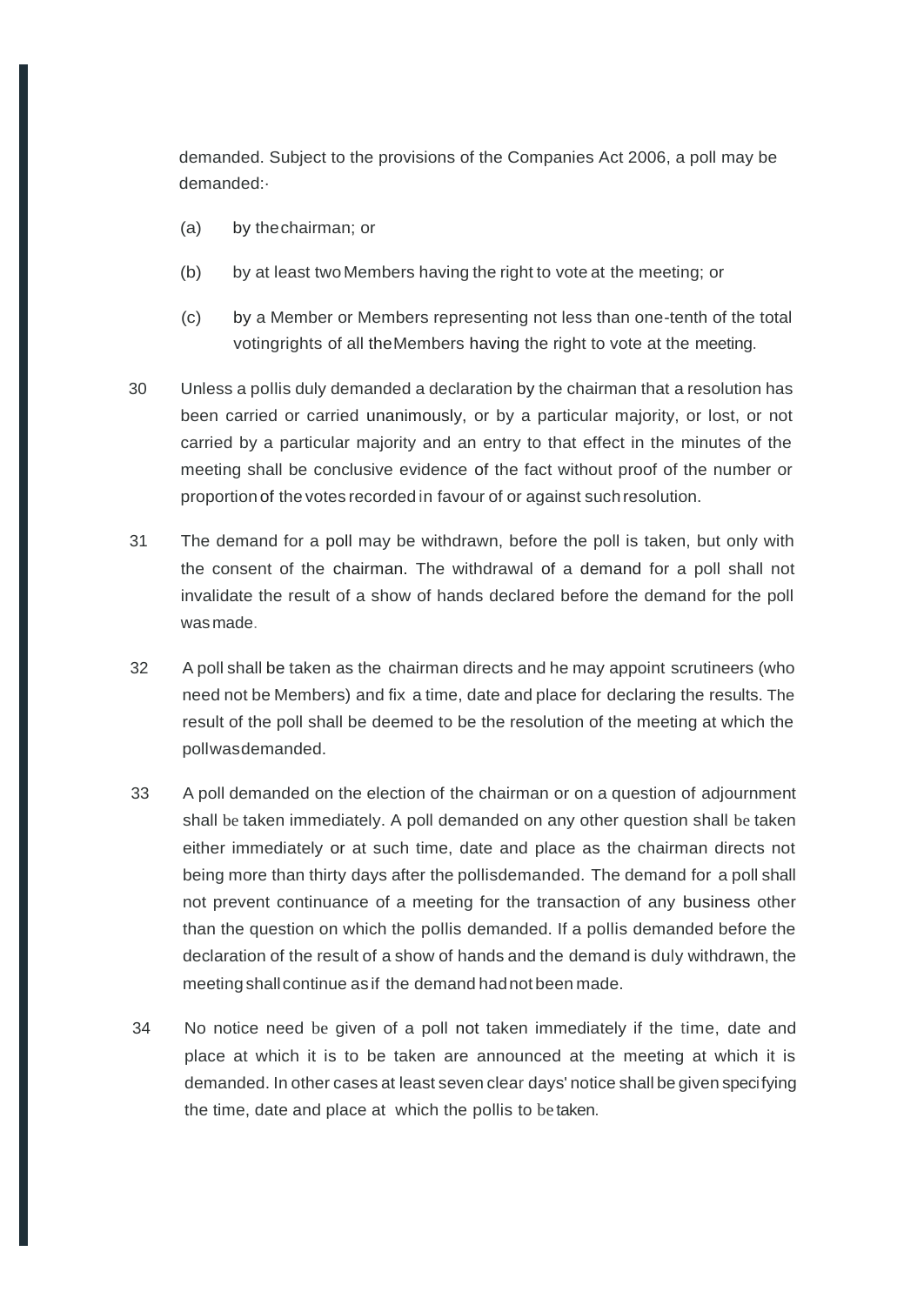demanded. Subject to the provisions of the Companies Act 2006, a poll may be demanded:·

(a) by the chairman; or

(b) by at least two Members having the right to vote at the meeting; or

(c) by a Member or Members representing not less than one-tenth of the total voting rights of all the Members having the right to vote at the meeting.

30 Unless a poll is duly demanded a declaration by the chairman that a resolution has been carried or carried unanimously, or by a particular majority, or lost, or not carried by a particular majority and an entry to that effect in the minutes of the meeting shall be conclusive evidence of the fact without proof of the number or proportion of the votes recorded in favour of or against such resolution.

31 The demand for a poll may be withdrawn, before the poll is taken, but only with the consent of the chairman. The withdrawal of a demand for a poll shall not invalidate the result of a show of hands declared before the demand for the poll was made.

32 A poll shall be taken as the chairman directs and he may appoint scrutineers (who need not be Members) and fix a time, date and place for declaring the results. The result of the poll shall be deemed to be the resolution of the meeting at which the poll was demanded.

33 A poll demanded on the election of the chairman or on a question of adjournment shall be taken immediately. A poll demanded on any other question shall be taken either immediately or at such time, date and place as the chairman directs not being more than thirty days after the poll is demanded. The demand for a poll shall not prevent continuance of a meeting for the transaction of any business other than the question on which the poll is demanded. If a poll is demanded before the declaration of the result of a show of hands and the demand is duly withdrawn, the meeting shall continue as if the demand had not been made.

34 No notice need be given of a poll not taken immediately if the time, date and place at which it is to be taken are announced at the meeting at which it is demanded. In other cases at least seven clear days' notice shall be given specifying the time, date and place at which the poll is to be taken.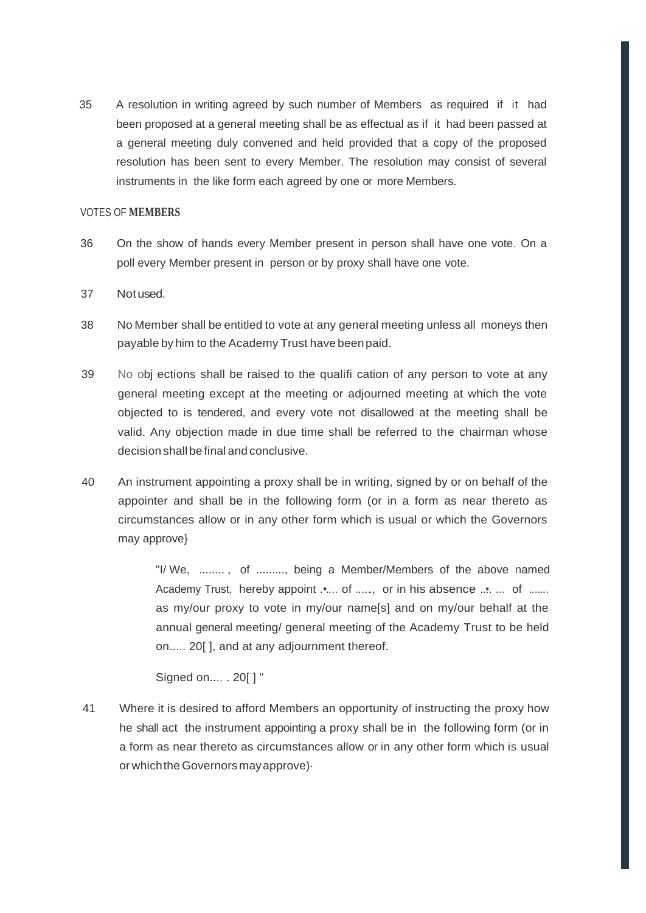35 A resolution in writing agreed by such number of Members as required if it had been proposed at a general meeting shall be as effectual as if it had been passed at a general meeting duly convened and held provided that a copy of the proposed resolution has been sent to every Member. The resolution may consist of several instruments in the like form each agreed by one or more Members.

VOTES OF MEMBERS

36 On the show of hands every Member present in person shall have one vote. On a poll every Member present in person or by proxy shall have one vote.

37 Not used.

38 No Member shall be entitled to vote at any general meeting unless all moneys then payable by him to the Academy Trust have been paid.

39 No objections shall be raised to the qualification of any person to vote at any general meeting except at the meeting or adjourned meeting at which the vote objected to is tendered, and every vote not disallowed at the meeting shall be valid. Any objection made in due time shall be referred to the chairman whose decision shall be final and conclusive.

40 An instrument appointing a proxy shall be in writing, signed by or on behalf of the appointer and shall be in the following form (or in a form as near thereto as circumstances allow or in any other form which is usual or which the Governors may approve}

> "I/ We, ........ , of ........., being a Member/Members of the above named Academy Trust, hereby appoint ..... of ....., or in his absence .... ... of ....... as my/our proxy to vote in my/our name[s] and on my/our behalf at the annual general meeting/ general meeting of the Academy Trust to be held on..... 20[ ], and at any adjournment thereof.
>
> Signed on.... . 20[ ] "

41 Where it is desired to afford Members an opportunity of instructing the proxy how he shall act the instrument appointing a proxy shall be in the following form (or in a form as near thereto as circumstances allow or in any other form which is usual or which the Governors may approve)·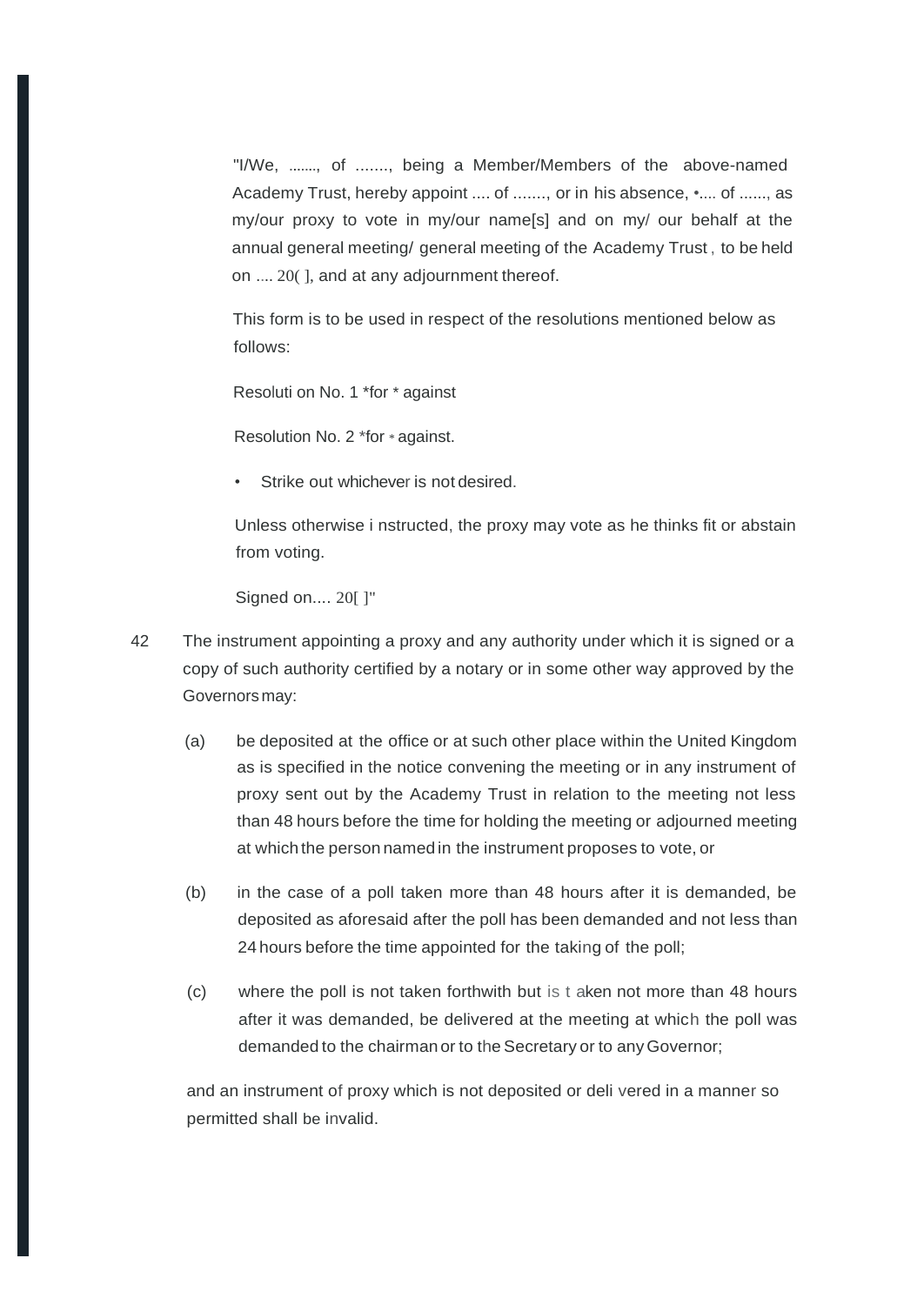"I/We, ......., of ......., being a Member/Members of the above-named Academy Trust, hereby appoint .... of ......., or in his absence, •.... of ......, as my/our proxy to vote in my/our name[s] and on my/ our behalf at the annual general meeting/ general meeting of the Academy Trust , to be held on .... 20( ], and at any adjournment thereof.

This form is to be used in respect of the resolutions mentioned below as follows:

Resoluti on No. 1 *for * against

Resolution No. 2 *for * against.

- Strike out whichever is not desired.

Unless otherwise i nstructed, the proxy may vote as he thinks fit or abstain from voting.

Signed on.... 20[ ]"

42 The instrument appointing a proxy and any authority under which it is signed or a copy of such authority certified by a notary or in some other way approved by the Governors may:

(a) be deposited at the office or at such other place within the United Kingdom as is specified in the notice convening the meeting or in any instrument of proxy sent out by the Academy Trust in relation to the meeting not less than 48 hours before the time for holding the meeting or adjourned meeting at which the person named in the instrument proposes to vote, or

(b) in the case of a poll taken more than 48 hours after it is demanded, be deposited as aforesaid after the poll has been demanded and not less than 24 hours before the time appointed for the taking of the poll;

(c) where the poll is not taken forthwith but is t aken not more than 48 hours after it was demanded, be delivered at the meeting at which the poll was demanded to the chairman or to the Secretary or to any Governor;

and an instrument of proxy which is not deposited or deli vered in a manner so permitted shall be invalid.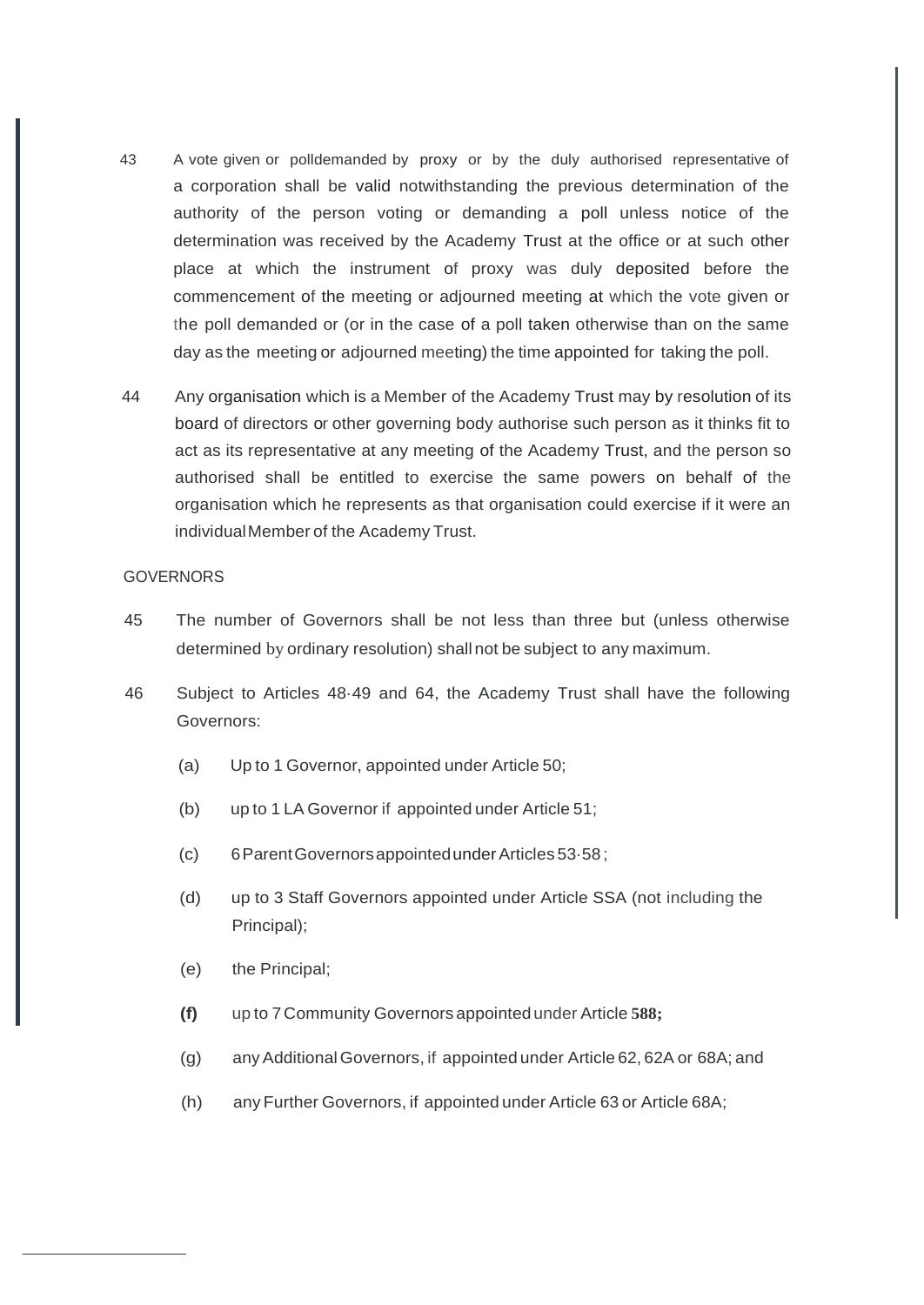43 A vote given or polldemanded by proxy or by the duly authorised representative of a corporation shall be valid notwithstanding the previous determination of the authority of the person voting or demanding a poll unless notice of the determination was received by the Academy Trust at the office or at such other place at which the instrument of proxy was duly deposited before the commencement of the meeting or adjourned meeting at which the vote given or the poll demanded or (or in the case of a poll taken otherwise than on the same day as the meeting or adjourned meeting) the time appointed for taking the poll.

44 Any organisation which is a Member of the Academy Trust may by resolution of its board of directors or other governing body authorise such person as it thinks fit to act as its representative at any meeting of the Academy Trust, and the person so authorised shall be entitled to exercise the same powers on behalf of the organisation which he represents as that organisation could exercise if it were an individual Member of the Academy Trust.

GOVERNORS

45 The number of Governors shall be not less than three but (unless otherwise determined by ordinary resolution) shall not be subject to any maximum.

46 Subject to Articles 48·49 and 64, the Academy Trust shall have the following Governors:

(a) Up to 1 Governor, appointed under Article 50;

(b) up to 1 LA Governor if appointed under Article 51;

(c) 6 Parent Governors appointed under Articles 53·58 ;

(d) up to 3 Staff Governors appointed under Article SSA (not including the Principal);

(e) the Principal;

**(f)** up to 7 Community Governors appointed under Article **588;**

(g) any Additional Governors, if appointed under Article 62, 62A or 68A; and

(h) any Further Governors, if appointed under Article 63 or Article 68A;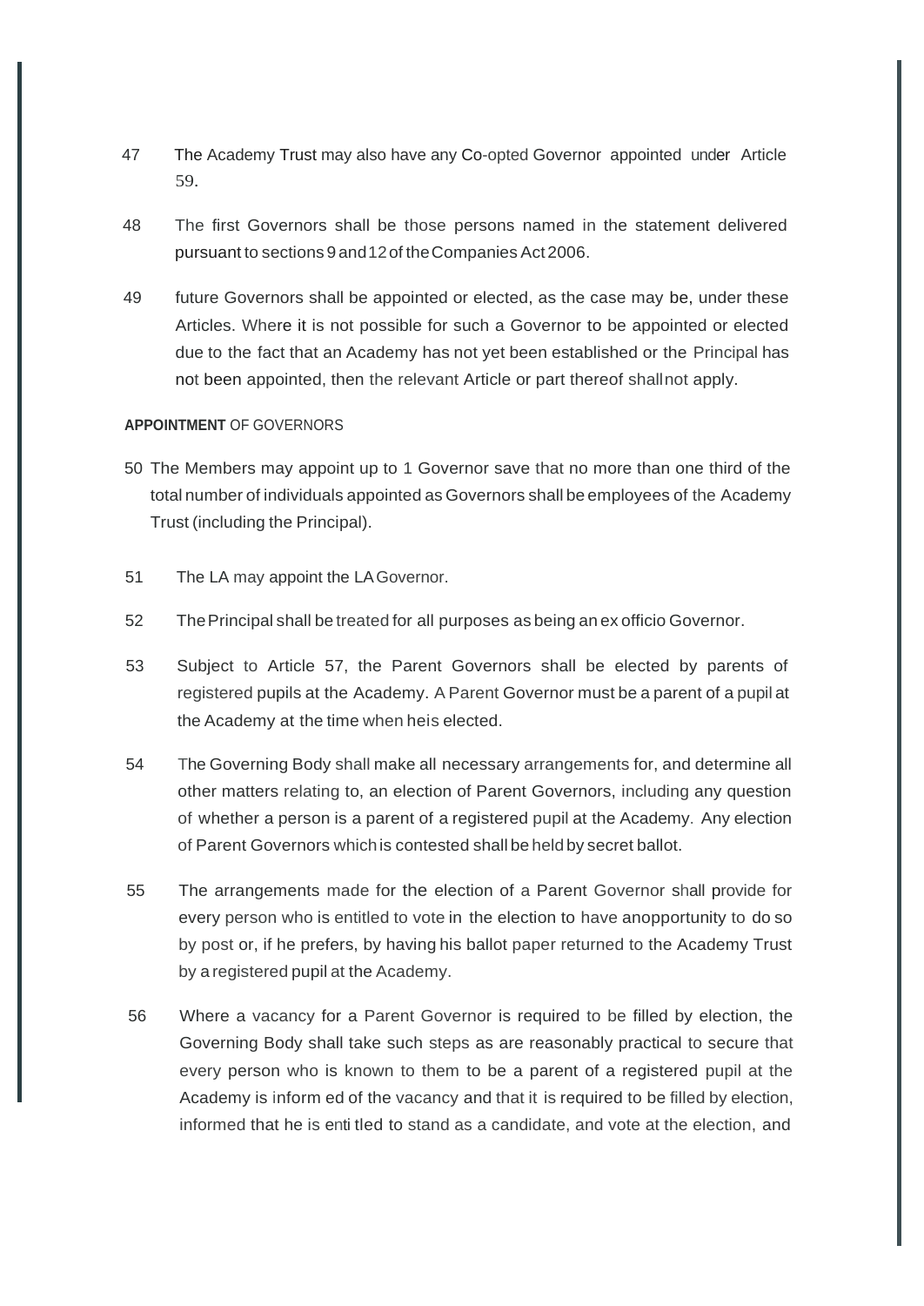47 The Academy Trust may also have any Co-opted Governor appointed under Article 59.

48 The first Governors shall be those persons named in the statement delivered pursuant to sections 9 and 12 of the Companies Act 2006.

49 future Governors shall be appointed or elected, as the case may be, under these Articles. Where it is not possible for such a Governor to be appointed or elected due to the fact that an Academy has not yet been established or the Principal has not been appointed, then the relevant Article or part thereof shall not apply.

**APPOINTMENT** OF GOVERNORS

50 The Members may appoint up to 1 Governor save that no more than one third of the total number of individuals appointed as Governors shall be employees of the Academy Trust (including the Principal).

51 The LA may appoint the LA Governor.

52 The Principal shall be treated for all purposes as being an ex officio Governor.

53 Subject to Article 57, the Parent Governors shall be elected by parents of registered pupils at the Academy. A Parent Governor must be a parent of a pupil at the Academy at the time when he is elected.

54 The Governing Body shall make all necessary arrangements for, and determine all other matters relating to, an election of Parent Governors, including any question of whether a person is a parent of a registered pupil at the Academy. Any election of Parent Governors which is contested shall be held by secret ballot.

55 The arrangements made for the election of a Parent Governor shall provide for every person who is entitled to vote in the election to have an opportunity to do so by post or, if he prefers, by having his ballot paper returned to the Academy Trust by a registered pupil at the Academy.

56 Where a vacancy for a Parent Governor is required to be filled by election, the Governing Body shall take such steps as are reasonably practical to secure that every person who is known to them to be a parent of a registered pupil at the Academy is informed of the vacancy and that it is required to be filled by election, informed that he is entitled to stand as a candidate, and vote at the election, and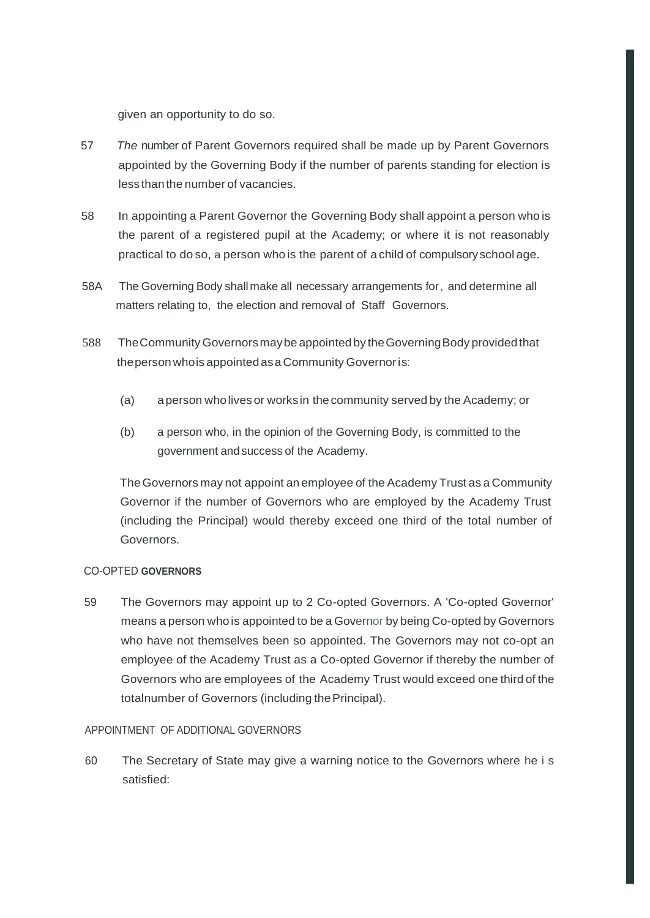given an opportunity to do so.

57 *The* number of Parent Governors required shall be made up by Parent Governors appointed by the Governing Body if the number of parents standing for election is less than the number of vacancies.

58 In appointing a Parent Governor the Governing Body shall appoint a person who is the parent of a registered pupil at the Academy; or where it is not reasonably practical to do so, a person who is the parent of a child of compulsory school age.

58A The Governing Body shall make all necessary arrangements for, and determine all matters relating to, the election and removal of Staff Governors.

588 The Community Governors may be appointed by the Governing Body provided that the person who is appointed as a Community Governor is:

(a) a person who lives or works in the community served by the Academy; or

(b) a person who, in the opinion of the Governing Body, is committed to the government and success of the Academy.

The Governors may not appoint an employee of the Academy Trust as a Community Governor if the number of Governors who are employed by the Academy Trust (including the Principal) would thereby exceed one third of the total number of Governors.

CO-OPTED **GOVERNORS**

59 The Governors may appoint up to 2 Co-opted Governors. A 'Co-opted Governor' means a person who is appointed to be a Governor by being Co-opted by Governors who have not themselves been so appointed. The Governors may not co-opt an employee of the Academy Trust as a Co-opted Governor if thereby the number of Governors who are employees of the Academy Trust would exceed one third of the totalnumber of Governors (including the Principal).

APPOINTMENT OF ADDITIONAL GOVERNORS

60 The Secretary of State may give a warning notice to the Governors where he i s satisfied: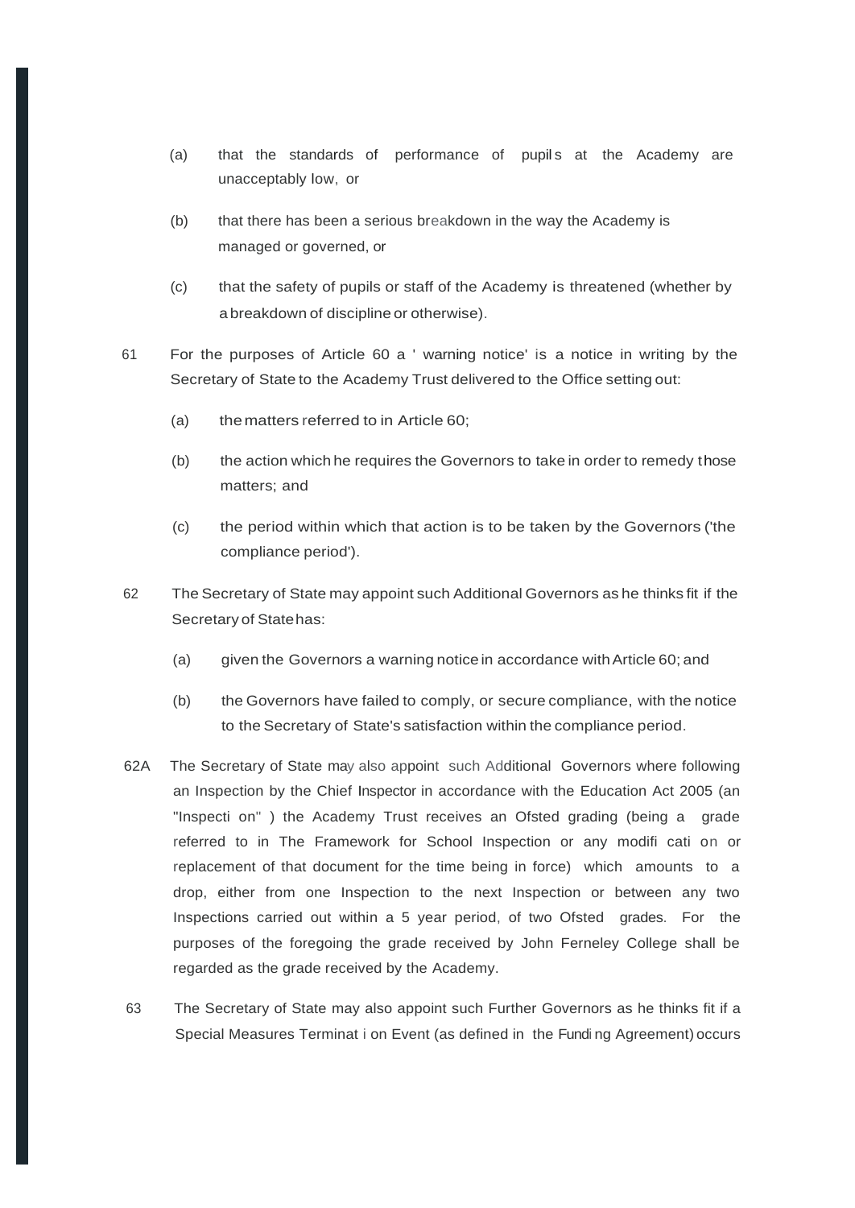(a) that the standards of performance of pupils at the Academy are unacceptably low, or

(b) that there has been a serious breakdown in the way the Academy is managed or governed, or

(c) that the safety of pupils or staff of the Academy is threatened (whether by a breakdown of discipline or otherwise).

61 For the purposes of Article 60 a ' warning notice' is a notice in writing by the Secretary of State to the Academy Trust delivered to the Office setting out:

(a) the matters referred to in Article 60;

(b) the action which he requires the Governors to take in order to remedy those matters; and

(c) the period within which that action is to be taken by the Governors ('the compliance period').

62 The Secretary of State may appoint such Additional Governors as he thinks fit if the Secretary of State has:

(a) given the Governors a warning notice in accordance with Article 60; and

(b) the Governors have failed to comply, or secure compliance, with the notice to the Secretary of State's satisfaction within the compliance period.

62A The Secretary of State may also appoint such Additional Governors where following an Inspection by the Chief Inspector in accordance with the Education Act 2005 (an "Inspection" ) the Academy Trust receives an Ofsted grading (being a grade referred to in The Framework for School Inspection or any modification or replacement of that document for the time being in force) which amounts to a drop, either from one Inspection to the next Inspection or between any two Inspections carried out within a 5 year period, of two Ofsted grades. For the purposes of the foregoing the grade received by John Ferneley College shall be regarded as the grade received by the Academy.

63 The Secretary of State may also appoint such Further Governors as he thinks fit if a Special Measures Termination Event (as defined in the Funding Agreement) occurs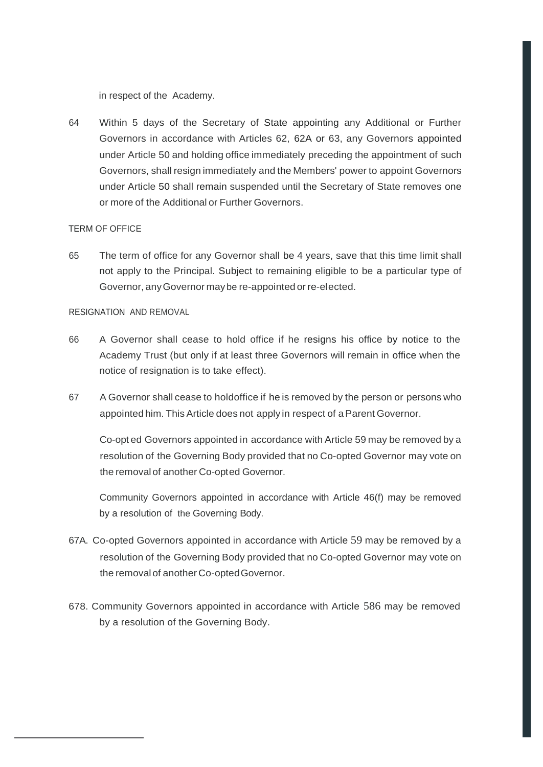in respect of the Academy.

64 Within 5 days of the Secretary of State appointing any Additional or Further Governors in accordance with Articles 62, 62A or 63, any Governors appointed under Article 50 and holding office immediately preceding the appointment of such Governors, shall resign immediately and the Members' power to appoint Governors under Article 50 shall remain suspended until the Secretary of State removes one or more of the Additional or Further Governors.

TERM OF OFFICE

65 The term of office for any Governor shall be 4 years, save that this time limit shall not apply to the Principal. Subject to remaining eligible to be a particular type of Governor, any Governor may be re-appointed or re-elected.

RESIGNATION AND REMOVAL

66 A Governor shall cease to hold office if he resigns his office by notice to the Academy Trust (but only if at least three Governors will remain in office when the notice of resignation is to take effect).

67 A Governor shall cease to holdoffice if he is removed by the person or persons who appointed him. This Article does not apply in respect of a Parent Governor.

Co-opt ed Governors appointed in accordance with Article 59 may be removed by a resolution of the Governing Body provided that no Co-opted Governor may vote on the removal of another Co-opted Governor.

Community Governors appointed in accordance with Article 46(f) may be removed by a resolution of the Governing Body.

67A. Co-opted Governors appointed in accordance with Article 59 may be removed by a resolution of the Governing Body provided that no Co-opted Governor may vote on the removal of another Co-opted Governor.

678. Community Governors appointed in accordance with Article 586 may be removed by a resolution of the Governing Body.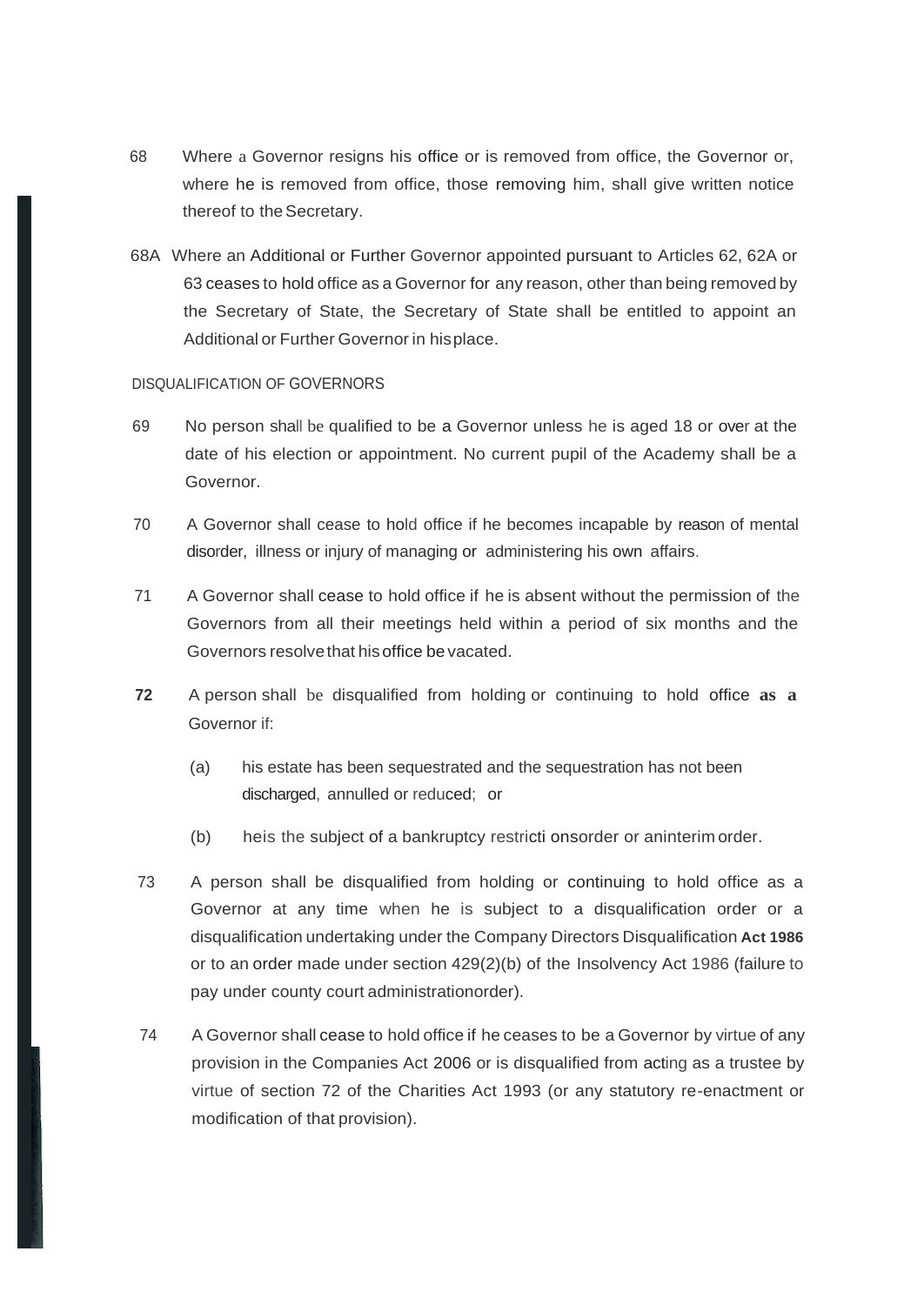68 Where a Governor resigns his office or is removed from office, the Governor or, where he is removed from office, those removing him, shall give written notice thereof to the Secretary.

68A Where an Additional or Further Governor appointed pursuant to Articles 62, 62A or 63 ceases to hold office as a Governor for any reason, other than being removed by the Secretary of State, the Secretary of State shall be entitled to appoint an Additional or Further Governor in his place.

DISQUALIFICATION OF GOVERNORS

69 No person shall be qualified to be a Governor unless he is aged 18 or over at the date of his election or appointment. No current pupil of the Academy shall be a Governor.

70 A Governor shall cease to hold office if he becomes incapable by reason of mental disorder, illness or injury of managing or administering his own affairs.

71 A Governor shall cease to hold office if he is absent without the permission of the Governors from all their meetings held within a period of six months and the Governors resolve that his office be vacated.

**72** A person shall be disqualified from holding or continuing to hold office as a Governor if:

(a) his estate has been sequestrated and the sequestration has not been discharged, annulled or reduced; or

(b) he is the subject of a bankruptcy restrictions order or an interim order.

73 A person shall be disqualified from holding or continuing to hold office as a Governor at any time when he is subject to a disqualification order or a disqualification undertaking under the Company Directors Disqualification Act 1986 or to an order made under section 429(2)(b) of the Insolvency Act 1986 (failure to pay under county court administration order).

74 A Governor shall cease to hold office if he ceases to be a Governor by virtue of any provision in the Companies Act 2006 or is disqualified from acting as a trustee by virtue of section 72 of the Charities Act 1993 (or any statutory re-enactment or modification of that provision).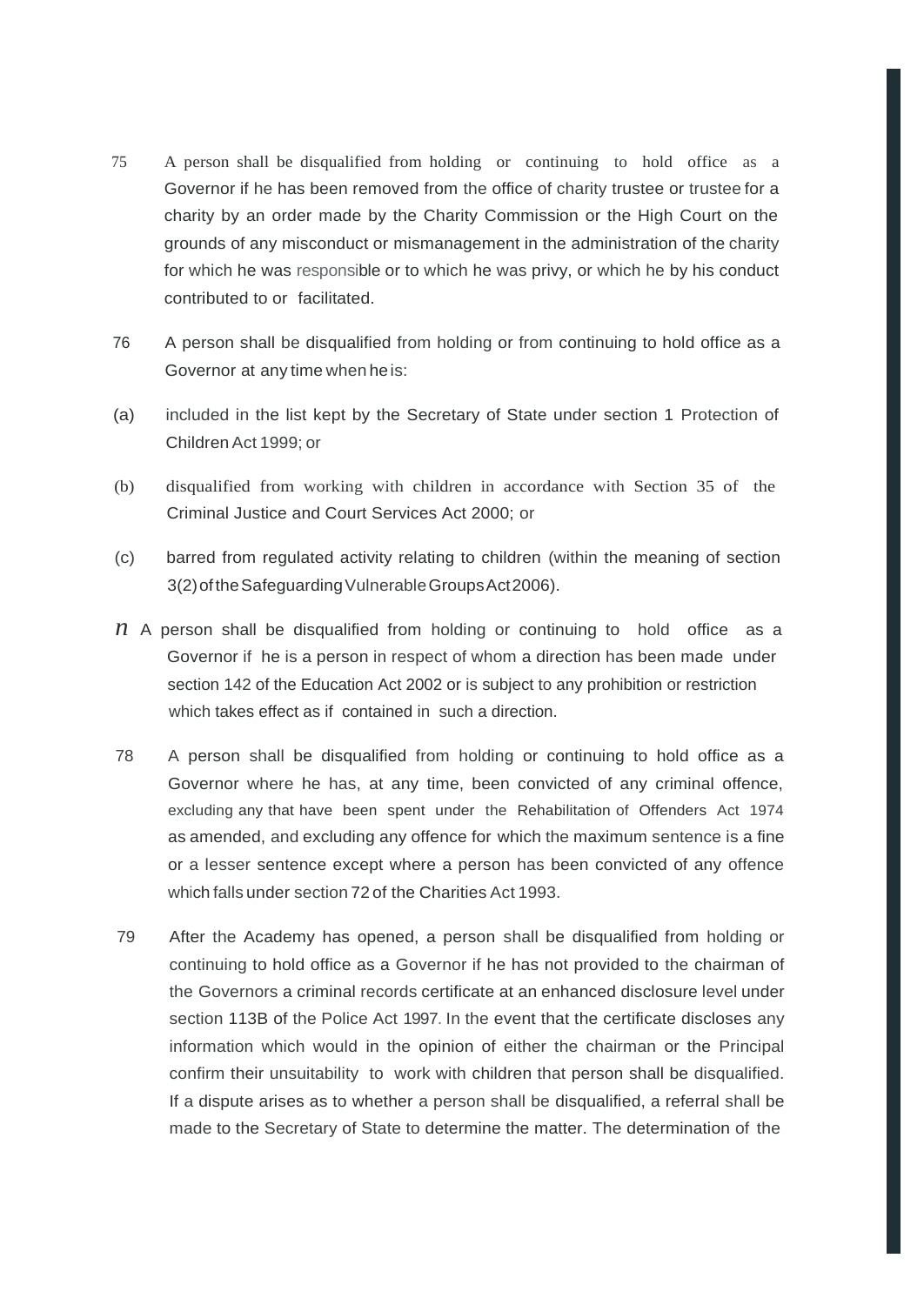75 A person shall be disqualified from holding or continuing to hold office as a Governor if he has been removed from the office of charity trustee or trustee for a charity by an order made by the Charity Commission or the High Court on the grounds of any misconduct or mismanagement in the administration of the charity for which he was responsible or to which he was privy, or which he by his conduct contributed to or facilitated.

76 A person shall be disqualified from holding or from continuing to hold office as a Governor at any time when he is:

(a) included in the list kept by the Secretary of State under section 1 Protection of Children Act 1999; or

(b) disqualified from working with children in accordance with Section 35 of the Criminal Justice and Court Services Act 2000; or

(c) barred from regulated activity relating to children (within the meaning of section 3(2) of the Safeguarding Vulnerable Groups Act 2006).

n A person shall be disqualified from holding or continuing to hold office as a Governor if he is a person in respect of whom a direction has been made under section 142 of the Education Act 2002 or is subject to any prohibition or restriction which takes effect as if contained in such a direction.

78 A person shall be disqualified from holding or continuing to hold office as a Governor where he has, at any time, been convicted of any criminal offence, excluding any that have been spent under the Rehabilitation of Offenders Act 1974 as amended, and excluding any offence for which the maximum sentence is a fine or a lesser sentence except where a person has been convicted of any offence which falls under section 72 of the Charities Act 1993.

79 After the Academy has opened, a person shall be disqualified from holding or continuing to hold office as a Governor if he has not provided to the chairman of the Governors a criminal records certificate at an enhanced disclosure level under section 113B of the Police Act 1997. In the event that the certificate discloses any information which would in the opinion of either the chairman or the Principal confirm their unsuitability to work with children that person shall be disqualified. If a dispute arises as to whether a person shall be disqualified, a referral shall be made to the Secretary of State to determine the matter. The determination of the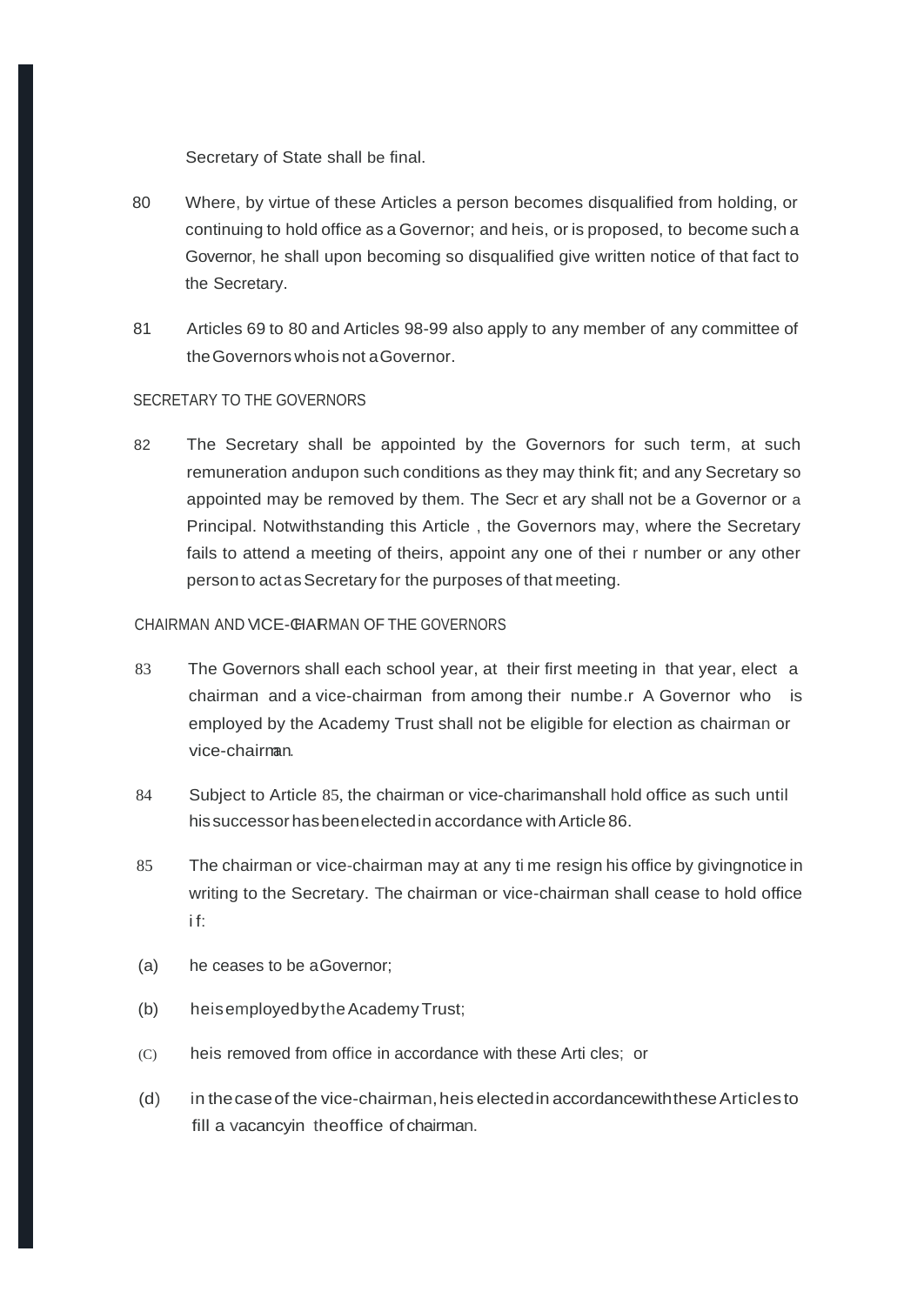Secretary of State shall be final.

80 Where, by virtue of these Articles a person becomes disqualified from holding, or continuing to hold office as a Governor; and he is, or is proposed, to become such a Governor, he shall upon becoming so disqualified give written notice of that fact to the Secretary.

81 Articles 69 to 80 and Articles 98-99 also apply to any member of any committee of the Governors who is not a Governor.

SECRETARY TO THE GOVERNORS

82 The Secretary shall be appointed by the Governors for such term, at such remuneration and upon such conditions as they may think fit; and any Secretary so appointed may be removed by them. The Secretary shall not be a Governor or a Principal. Notwithstanding this Article, the Governors may, where the Secretary fails to attend a meeting of theirs, appoint any one of their number or any other person to act as Secretary for the purposes of that meeting.

CHAIRMAN AND VICE-CHAIRMAN OF THE GOVERNORS

83 The Governors shall each school year, at their first meeting in that year, elect a chairman and a vice-chairman from among their number. A Governor who is employed by the Academy Trust shall not be eligible for election as chairman or vice-chairman.

84 Subject to Article 85, the chairman or vice-chariman shall hold office as such until his successor has been elected in accordance with Article 86.

85 The chairman or vice-chairman may at any time resign his office by giving notice in writing to the Secretary. The chairman or vice-chairman shall cease to hold office if:

(a) he ceases to be a Governor;

(b) he is employed by the Academy Trust;

(C) he is removed from office in accordance with these Articles; or

(d) in the case of the vice-chairman, he is elected in accordance with these Articles to fill a vacancy in the office of chairman.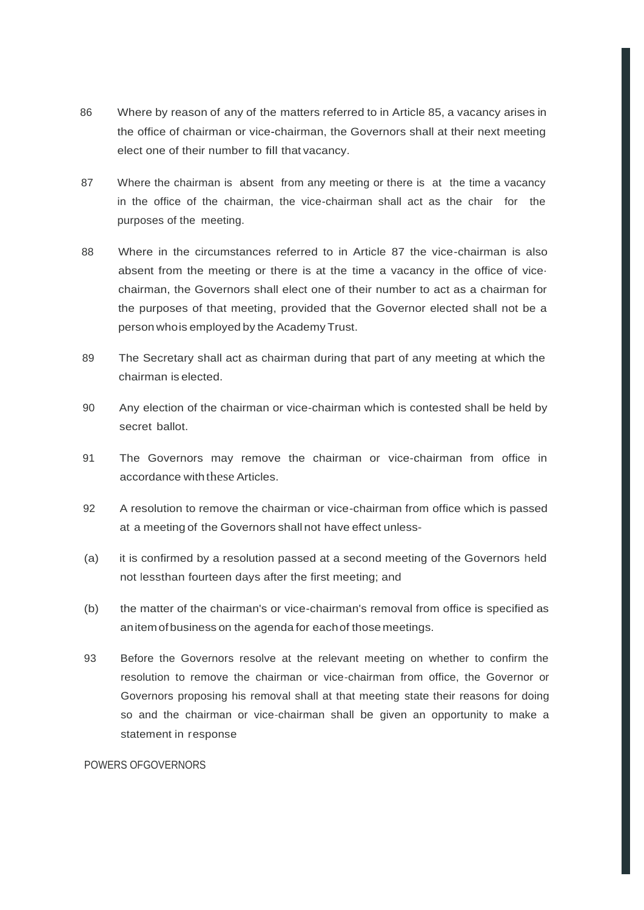86 Where by reason of any of the matters referred to in Article 85, a vacancy arises in the office of chairman or vice-chairman, the Governors shall at their next meeting elect one of their number to fill that vacancy.

87 Where the chairman is absent from any meeting or there is at the time a vacancy in the office of the chairman, the vice-chairman shall act as the chair for the purposes of the meeting.

88 Where in the circumstances referred to in Article 87 the vice-chairman is also absent from the meeting or there is at the time a vacancy in the office of vice-chairman, the Governors shall elect one of their number to act as a chairman for the purposes of that meeting, provided that the Governor elected shall not be a person who is employed by the Academy Trust.

89 The Secretary shall act as chairman during that part of any meeting at which the chairman is elected.

90 Any election of the chairman or vice-chairman which is contested shall be held by secret ballot.

91 The Governors may remove the chairman or vice-chairman from office in accordance with these Articles.

92 A resolution to remove the chairman or vice-chairman from office which is passed at a meeting of the Governors shall not have effect unless-

(a) it is confirmed by a resolution passed at a second meeting of the Governors held not less than fourteen days after the first meeting; and

(b) the matter of the chairman's or vice-chairman's removal from office is specified as an item of business on the agenda for each of those meetings.

93 Before the Governors resolve at the relevant meeting on whether to confirm the resolution to remove the chairman or vice-chairman from office, the Governor or Governors proposing his removal shall at that meeting state their reasons for doing so and the chairman or vice-chairman shall be given an opportunity to make a statement in response

POWERS OF GOVERNORS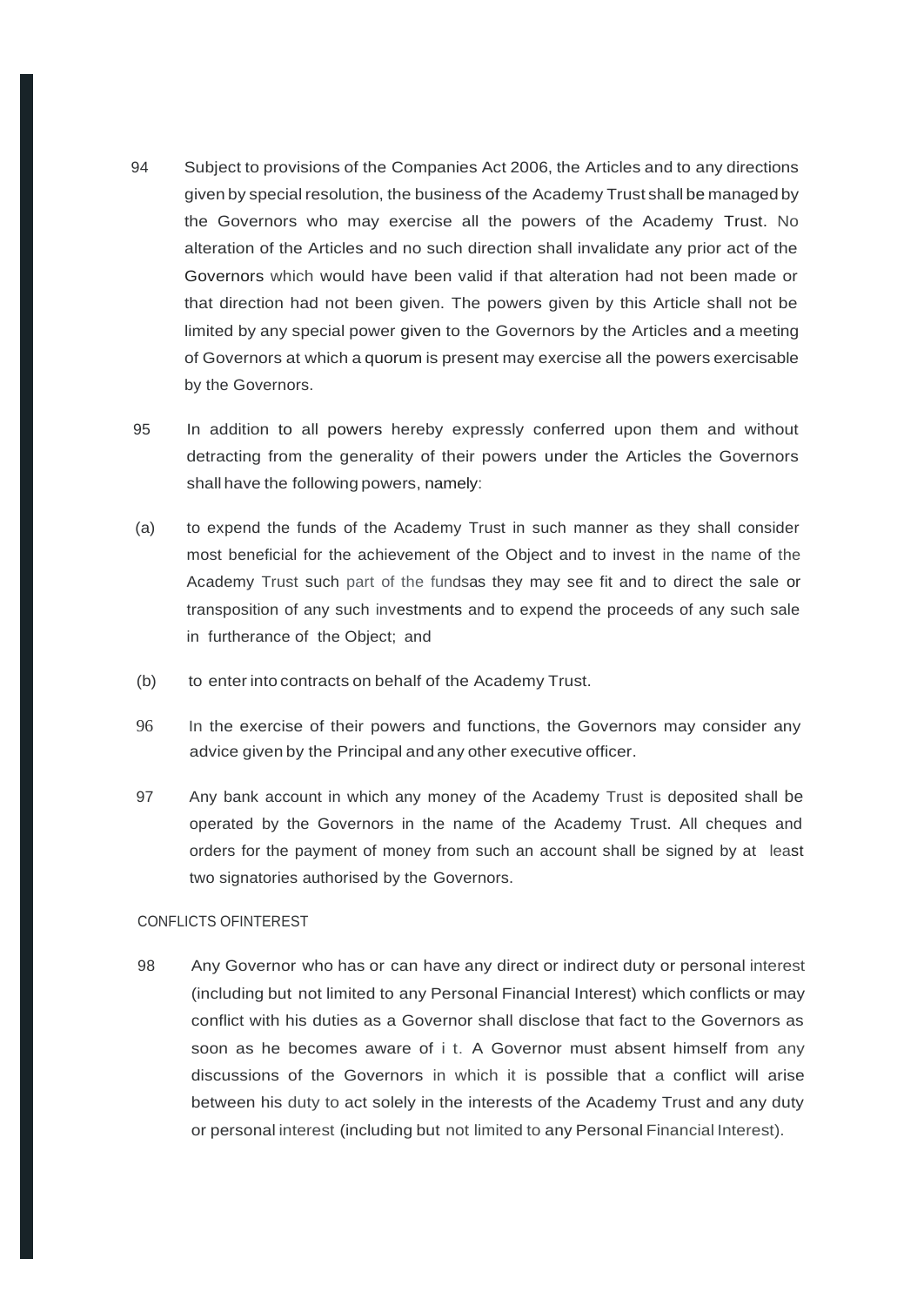94 Subject to provisions of the Companies Act 2006, the Articles and to any directions given by special resolution, the business of the Academy Trust shall be managed by the Governors who may exercise all the powers of the Academy Trust. No alteration of the Articles and no such direction shall invalidate any prior act of the Governors which would have been valid if that alteration had not been made or that direction had not been given. The powers given by this Article shall not be limited by any special power given to the Governors by the Articles and a meeting of Governors at which a quorum is present may exercise all the powers exercisable by the Governors.

95 In addition to all powers hereby expressly conferred upon them and without detracting from the generality of their powers under the Articles the Governors shall have the following powers, namely:

(a) to expend the funds of the Academy Trust in such manner as they shall consider most beneficial for the achievement of the Object and to invest in the name of the Academy Trust such part of the fundsas they may see fit and to direct the sale or transposition of any such investments and to expend the proceeds of any such sale in furtherance of the Object; and

(b) to enter into contracts on behalf of the Academy Trust.

96 In the exercise of their powers and functions, the Governors may consider any advice given by the Principal and any other executive officer.

97 Any bank account in which any money of the Academy Trust is deposited shall be operated by the Governors in the name of the Academy Trust. All cheques and orders for the payment of money from such an account shall be signed by at least two signatories authorised by the Governors.

CONFLICTS OFINTEREST

98 Any Governor who has or can have any direct or indirect duty or personal interest (including but not limited to any Personal Financial Interest) which conflicts or may conflict with his duties as a Governor shall disclose that fact to the Governors as soon as he becomes aware of i t. A Governor must absent himself from any discussions of the Governors in which it is possible that a conflict will arise between his duty to act solely in the interests of the Academy Trust and any duty or personal interest (including but not limited to any Personal Financial Interest).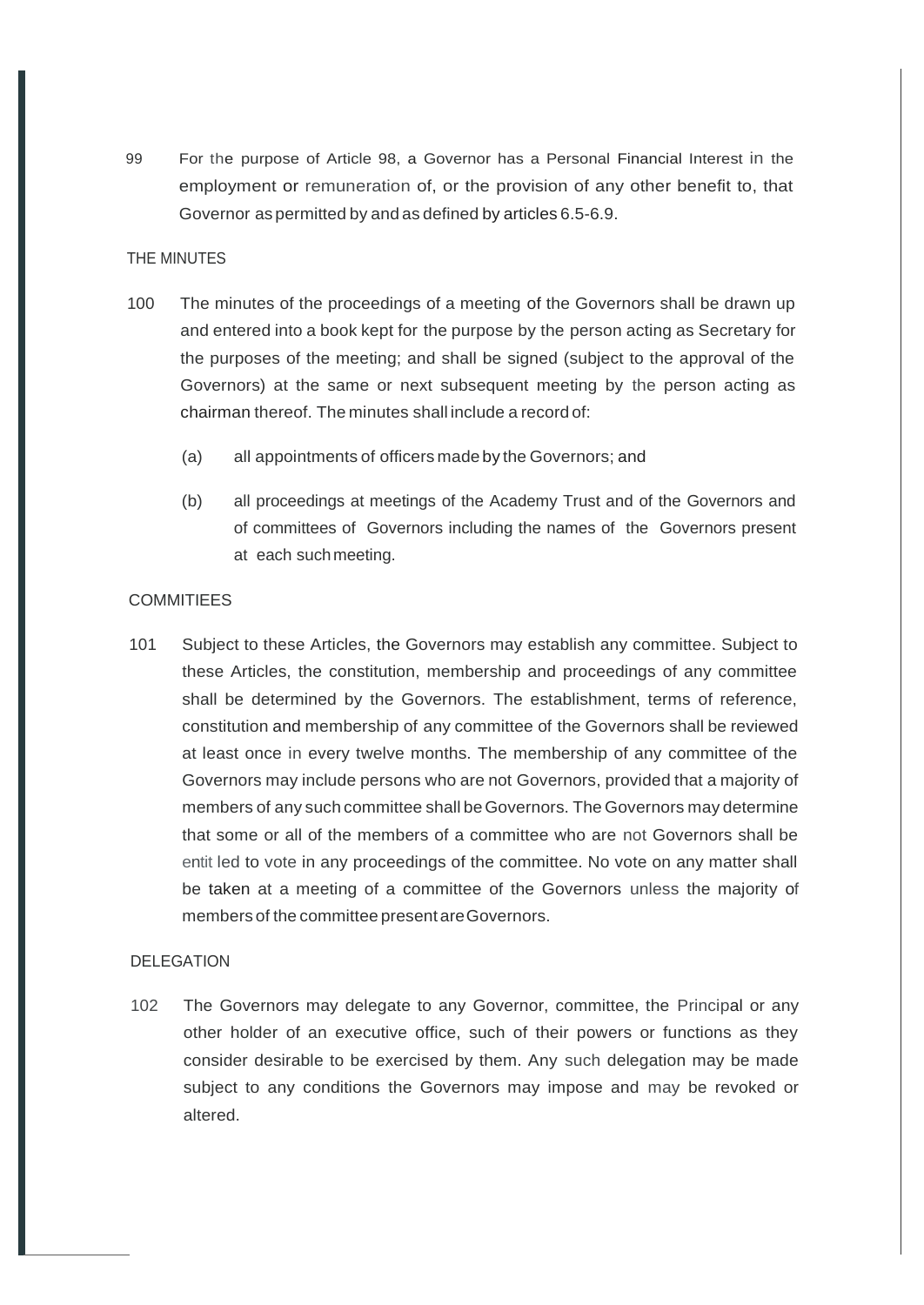99 For the purpose of Article 98, a Governor has a Personal Financial Interest in the employment or remuneration of, or the provision of any other benefit to, that Governor as permitted by and as defined by articles 6.5-6.9.

## THE MINUTES

100 The minutes of the proceedings of a meeting of the Governors shall be drawn up and entered into a book kept for the purpose by the person acting as Secretary for the purposes of the meeting; and shall be signed (subject to the approval of the Governors) at the same or next subsequent meeting by the person acting as chairman thereof. The minutes shall include a record of:

(a) all appointments of officers made by the Governors; and

(b) all proceedings at meetings of the Academy Trust and of the Governors and of committees of Governors including the names of the Governors present at each such meeting.

## COMMITIEES

101 Subject to these Articles, the Governors may establish any committee. Subject to these Articles, the constitution, membership and proceedings of any committee shall be determined by the Governors. The establishment, terms of reference, constitution and membership of any committee of the Governors shall be reviewed at least once in every twelve months. The membership of any committee of the Governors may include persons who are not Governors, provided that a majority of members of any such committee shall be Governors. The Governors may determine that some or all of the members of a committee who are not Governors shall be entit led to vote in any proceedings of the committee. No vote on any matter shall be taken at a meeting of a committee of the Governors unless the majority of members of the committee present are Governors.

## DELEGATION

102 The Governors may delegate to any Governor, committee, the Principal or any other holder of an executive office, such of their powers or functions as they consider desirable to be exercised by them. Any such delegation may be made subject to any conditions the Governors may impose and may be revoked or altered.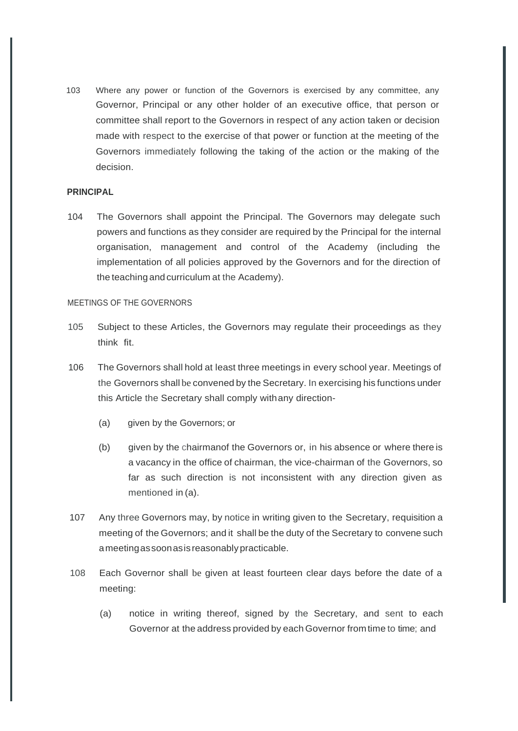103 Where any power or function of the Governors is exercised by any committee, any Governor, Principal or any other holder of an executive office, that person or committee shall report to the Governors in respect of any action taken or decision made with respect to the exercise of that power or function at the meeting of the Governors immediately following the taking of the action or the making of the decision.

**PRINCIPAL**

104 The Governors shall appoint the Principal. The Governors may delegate such powers and functions as they consider are required by the Principal for the internal organisation, management and control of the Academy (including the implementation of all policies approved by the Governors and for the direction of the teaching and curriculum at the Academy).

MEETINGS OF THE GOVERNORS

105 Subject to these Articles, the Governors may regulate their proceedings as they think fit.

106 The Governors shall hold at least three meetings in every school year. Meetings of the Governors shall be convened by the Secretary. In exercising his functions under this Article the Secretary shall comply with any direction-

(a) given by the Governors; or

(b) given by the chairman of the Governors or, in his absence or where there is a vacancy in the office of chairman, the vice-chairman of the Governors, so far as such direction is not inconsistent with any direction given as mentioned in (a).

107 Any three Governors may, by notice in writing given to the Secretary, requisition a meeting of the Governors; and it shall be the duty of the Secretary to convene such a meeting as soon as is reasonably practicable.

108 Each Governor shall be given at least fourteen clear days before the date of a meeting:

(a) notice in writing thereof, signed by the Secretary, and sent to each Governor at the address provided by each Governor from time to time; and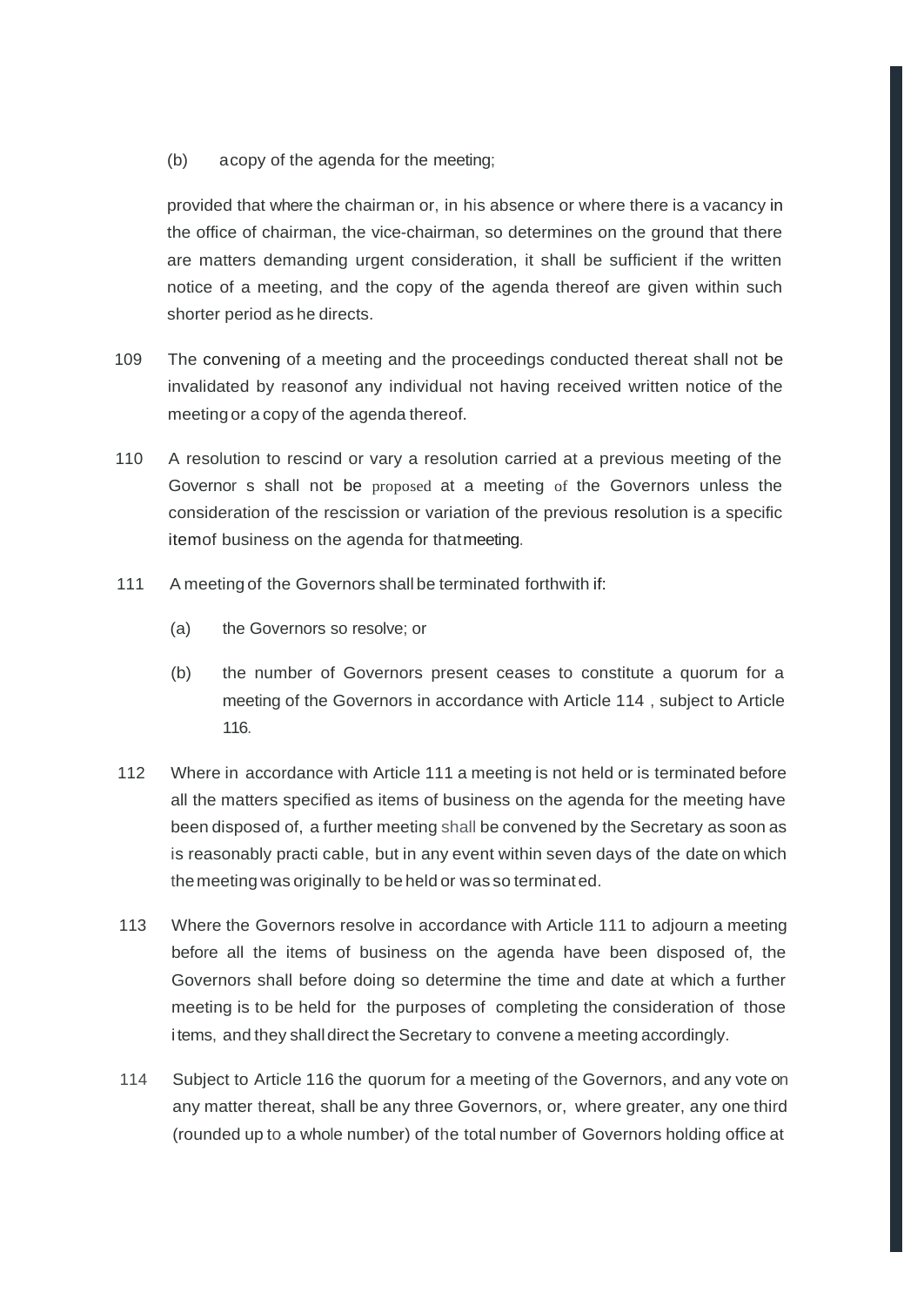(b) a copy of the agenda for the meeting;

provided that where the chairman or, in his absence or where there is a vacancy in the office of chairman, the vice-chairman, so determines on the ground that there are matters demanding urgent consideration, it shall be sufficient if the written notice of a meeting, and the copy of the agenda thereof are given within such shorter period as he directs.

109 The convening of a meeting and the proceedings conducted thereat shall not be invalidated by reason of any individual not having received written notice of the meeting or a copy of the agenda thereof.

110 A resolution to rescind or vary a resolution carried at a previous meeting of the Governors shall not be proposed at a meeting of the Governors unless the consideration of the rescission or variation of the previous resolution is a specific item of business on the agenda for that meeting.

111 A meeting of the Governors shall be terminated forthwith if:

(a) the Governors so resolve; or

(b) the number of Governors present ceases to constitute a quorum for a meeting of the Governors in accordance with Article 114, subject to Article 116.

112 Where in accordance with Article 111 a meeting is not held or is terminated before all the matters specified as items of business on the agenda for the meeting have been disposed of, a further meeting shall be convened by the Secretary as soon as is reasonably practicable, but in any event within seven days of the date on which the meeting was originally to be held or was so terminated.

113 Where the Governors resolve in accordance with Article 111 to adjourn a meeting before all the items of business on the agenda have been disposed of, the Governors shall before doing so determine the time and date at which a further meeting is to be held for the purposes of completing the consideration of those items, and they shall direct the Secretary to convene a meeting accordingly.

114 Subject to Article 116 the quorum for a meeting of the Governors, and any vote on any matter thereat, shall be any three Governors, or, where greater, any one third (rounded up to a whole number) of the total number of Governors holding office at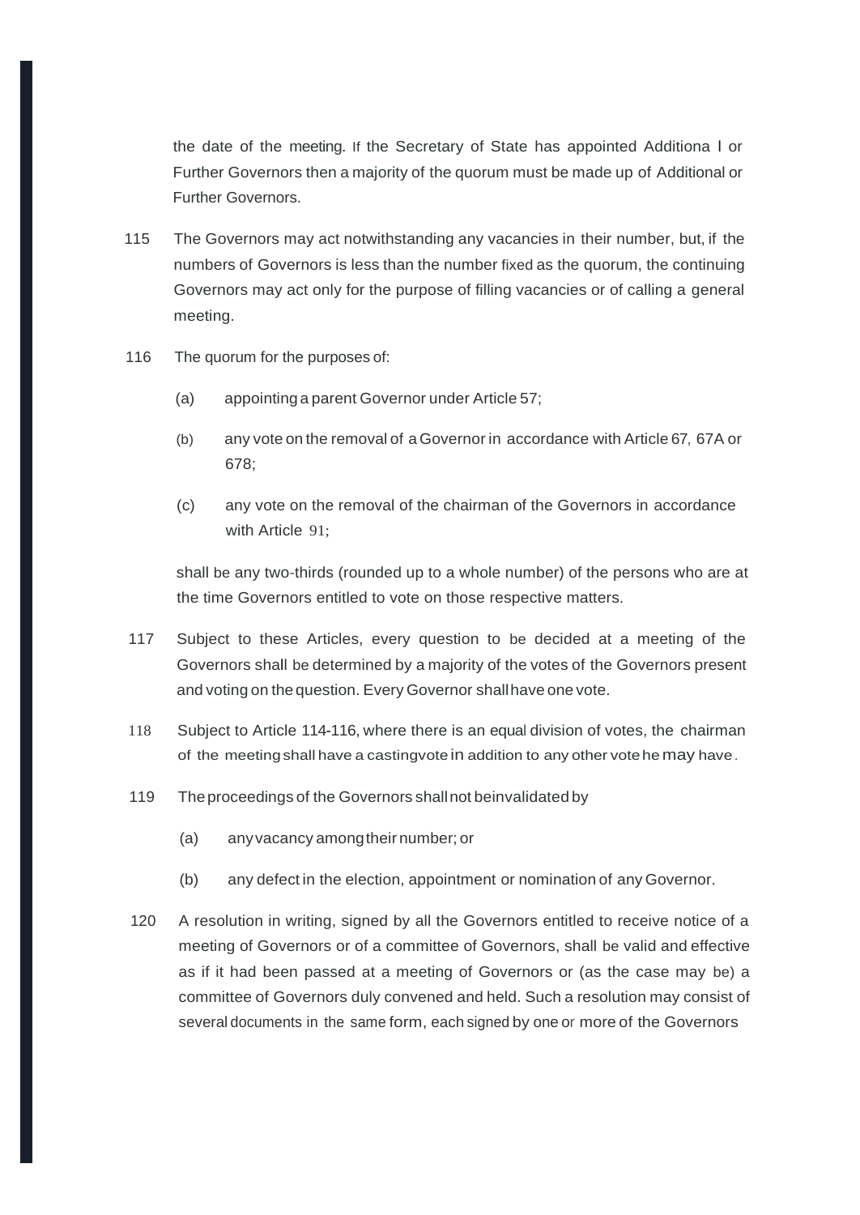the date of the meeting. If the Secretary of State has appointed Additiona l or Further Governors then a majority of the quorum must be made up of Additional or Further Governors.

115 The Governors may act notwithstanding any vacancies in their number, but, if the numbers of Governors is less than the number fixed as the quorum, the continuing Governors may act only for the purpose of filling vacancies or of calling a general meeting.

116 The quorum for the purposes of:

(a) appointing a parent Governor under Article 57;

(b) any vote on the removal of a Governor in accordance with Article 67, 67A or 678;

(c) any vote on the removal of the chairman of the Governors in accordance with Article 91;

shall be any two-thirds (rounded up to a whole number) of the persons who are at the time Governors entitled to vote on those respective matters.

117 Subject to these Articles, every question to be decided at a meeting of the Governors shall be determined by a majority of the votes of the Governors present and voting on the question. Every Governor shall have one vote.

118 Subject to Article 114-116, where there is an equal division of votes, the chairman of the meeting shall have a castingvote in addition to any other vote he may have.

119 The proceedings of the Governors shall not beinvalidated by

(a) anyvacancy amongtheir number; or

(b) any defect in the election, appointment or nomination of any Governor.

120 A resolution in writing, signed by all the Governors entitled to receive notice of a meeting of Governors or of a committee of Governors, shall be valid and effective as if it had been passed at a meeting of Governors or (as the case may be) a committee of Governors duly convened and held. Such a resolution may consist of several documents in the same form, each signed by one or more of the Governors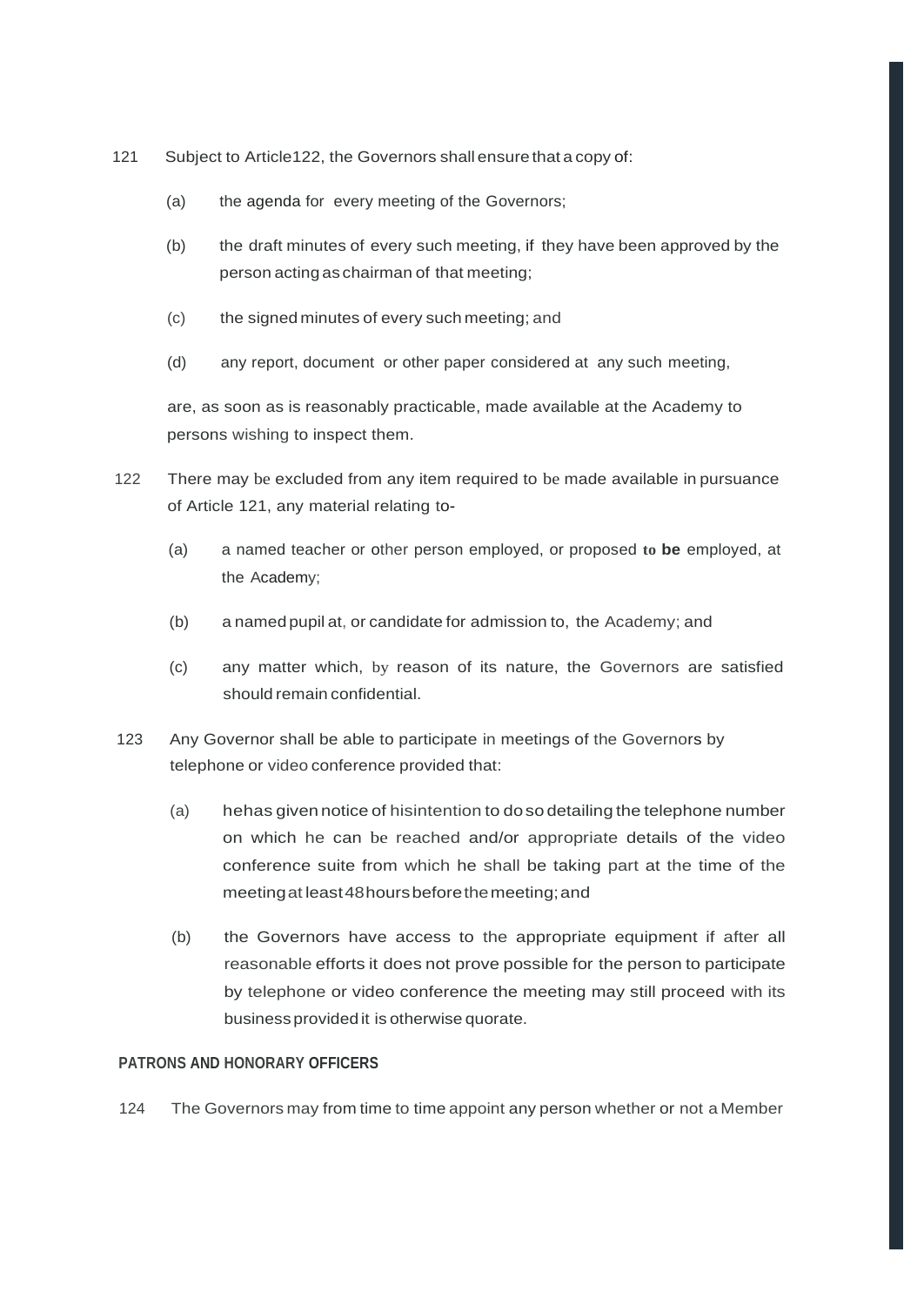121 Subject to Article122, the Governors shall ensure that a copy of:

(a) the agenda for every meeting of the Governors;

(b) the draft minutes of every such meeting, if they have been approved by the person acting as chairman of that meeting;

(c) the signed minutes of every such meeting; and

(d) any report, document or other paper considered at any such meeting,

are, as soon as is reasonably practicable, made available at the Academy to persons wishing to inspect them.

122 There may be excluded from any item required to be made available in pursuance of Article 121, any material relating to-

(a) a named teacher or other person employed, or proposed to **be** employed, at the Academy;

(b) a named pupil at, or candidate for admission to, the Academy; and

(c) any matter which, by reason of its nature, the Governors are satisfied should remain confidential.

123 Any Governor shall be able to participate in meetings of the Governors by telephone or video conference provided that:

(a) hehas given notice of hisintention to do so detailing the telephone number on which he can be reached and/or appropriate details of the video conference suite from which he shall be taking part at the time of the meeting at least 48 hours before the meeting; and

(b) the Governors have access to the appropriate equipment if after all reasonable efforts it does not prove possible for the person to participate by telephone or video conference the meeting may still proceed with its business provided it is otherwise quorate.

**PATRONS AND HONORARY OFFICERS**

124 The Governors may from time to time appoint any person whether or not a Member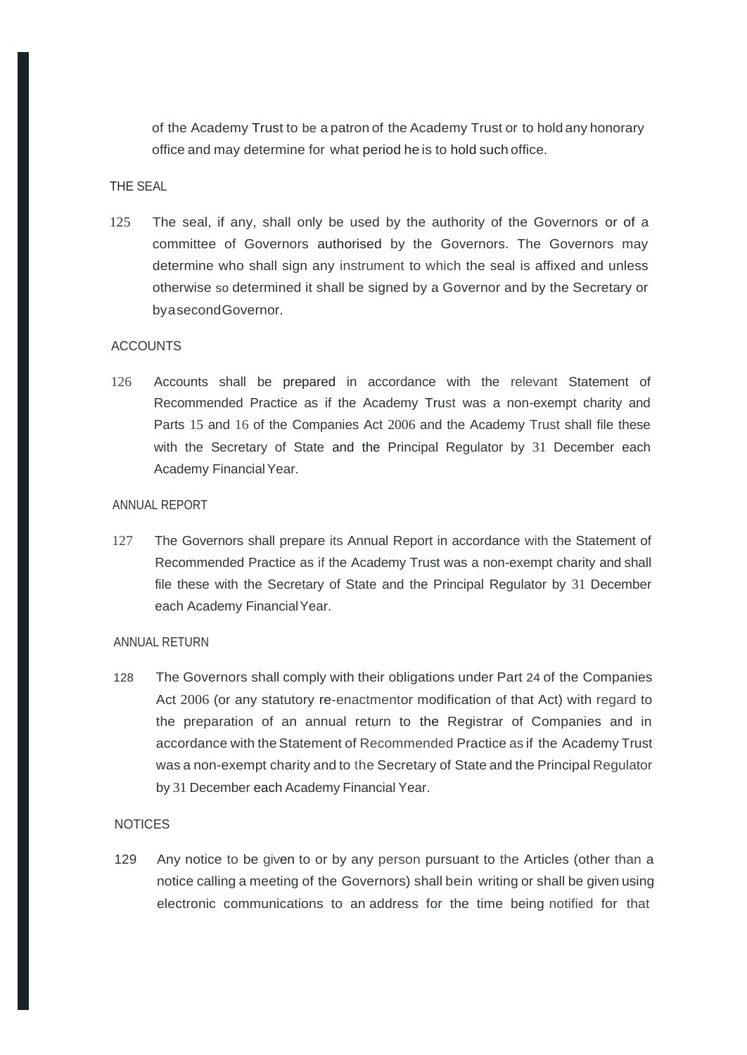of the Academy Trust to be a patron of the Academy Trust or to hold any honorary office and may determine for what period he is to hold such office.

THE SEAL

125 The seal, if any, shall only be used by the authority of the Governors or of a committee of Governors authorised by the Governors. The Governors may determine who shall sign any instrument to which the seal is affixed and unless otherwise so determined it shall be signed by a Governor and by the Secretary or by a second Governor.

ACCOUNTS

126 Accounts shall be prepared in accordance with the relevant Statement of Recommended Practice as if the Academy Trust was a non-exempt charity and Parts 15 and 16 of the Companies Act 2006 and the Academy Trust shall file these with the Secretary of State and the Principal Regulator by 31 December each Academy Financial Year.

ANNUAL REPORT

127 The Governors shall prepare its Annual Report in accordance with the Statement of Recommended Practice as if the Academy Trust was a non-exempt charity and shall file these with the Secretary of State and the Principal Regulator by 31 December each Academy Financial Year.

ANNUAL RETURN

128 The Governors shall comply with their obligations under Part 24 of the Companies Act 2006 (or any statutory re-enactmentor modification of that Act) with regard to the preparation of an annual return to the Registrar of Companies and in accordance with the Statement of Recommended Practice as if the Academy Trust was a non-exempt charity and to the Secretary of State and the Principal Regulator by 31 December each Academy Financial Year.

NOTICES

129 Any notice to be given to or by any person pursuant to the Articles (other than a notice calling a meeting of the Governors) shall bein writing or shall be given using electronic communications to an address for the time being notified for that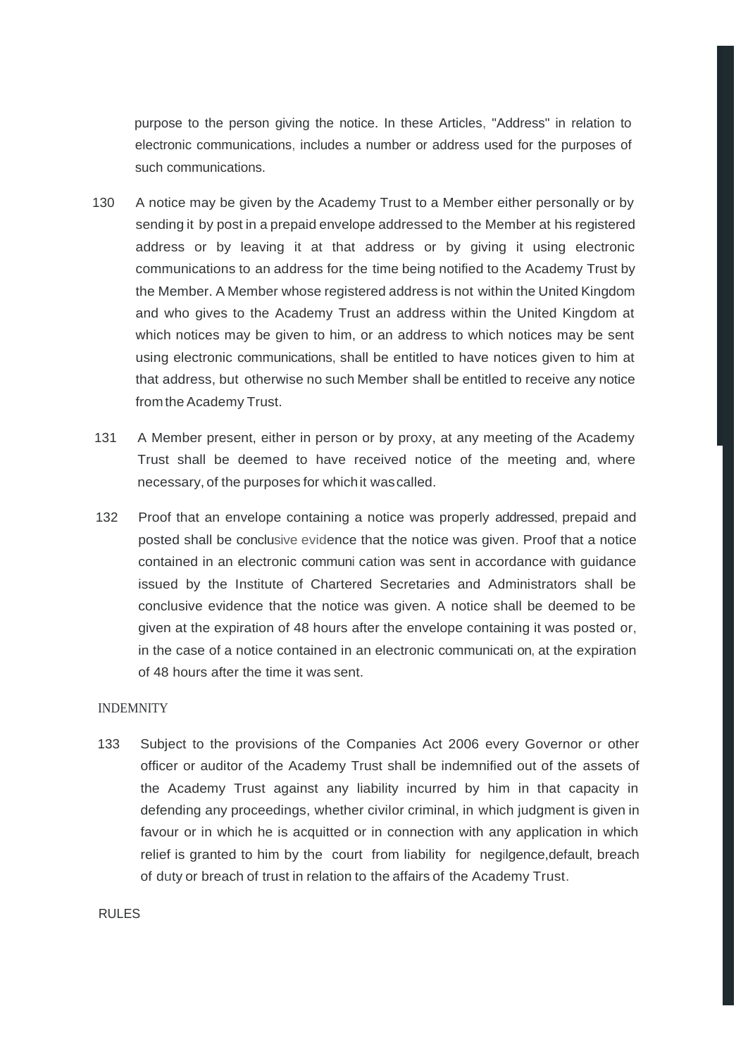purpose to the person giving the notice. In these Articles, "Address" in relation to electronic communications, includes a number or address used for the purposes of such communications.

130 A notice may be given by the Academy Trust to a Member either personally or by sending it by post in a prepaid envelope addressed to the Member at his registered address or by leaving it at that address or by giving it using electronic communications to an address for the time being notified to the Academy Trust by the Member. A Member whose registered address is not within the United Kingdom and who gives to the Academy Trust an address within the United Kingdom at which notices may be given to him, or an address to which notices may be sent using electronic communications, shall be entitled to have notices given to him at that address, but otherwise no such Member shall be entitled to receive any notice from the Academy Trust.

131 A Member present, either in person or by proxy, at any meeting of the Academy Trust shall be deemed to have received notice of the meeting and, where necessary, of the purposes for which it was called.

132 Proof that an envelope containing a notice was properly addressed, prepaid and posted shall be conclusive evidence that the notice was given. Proof that a notice contained in an electronic communication was sent in accordance with guidance issued by the Institute of Chartered Secretaries and Administrators shall be conclusive evidence that the notice was given. A notice shall be deemed to be given at the expiration of 48 hours after the envelope containing it was posted or, in the case of a notice contained in an electronic communication, at the expiration of 48 hours after the time it was sent.

## INDEMNITY

133 Subject to the provisions of the Companies Act 2006 every Governor or other officer or auditor of the Academy Trust shall be indemnified out of the assets of the Academy Trust against any liability incurred by him in that capacity in defending any proceedings, whether civil or criminal, in which judgment is given in favour or in which he is acquitted or in connection with any application in which relief is granted to him by the court from liability for negligence, default, breach of duty or breach of trust in relation to the affairs of the Academy Trust.

## RULES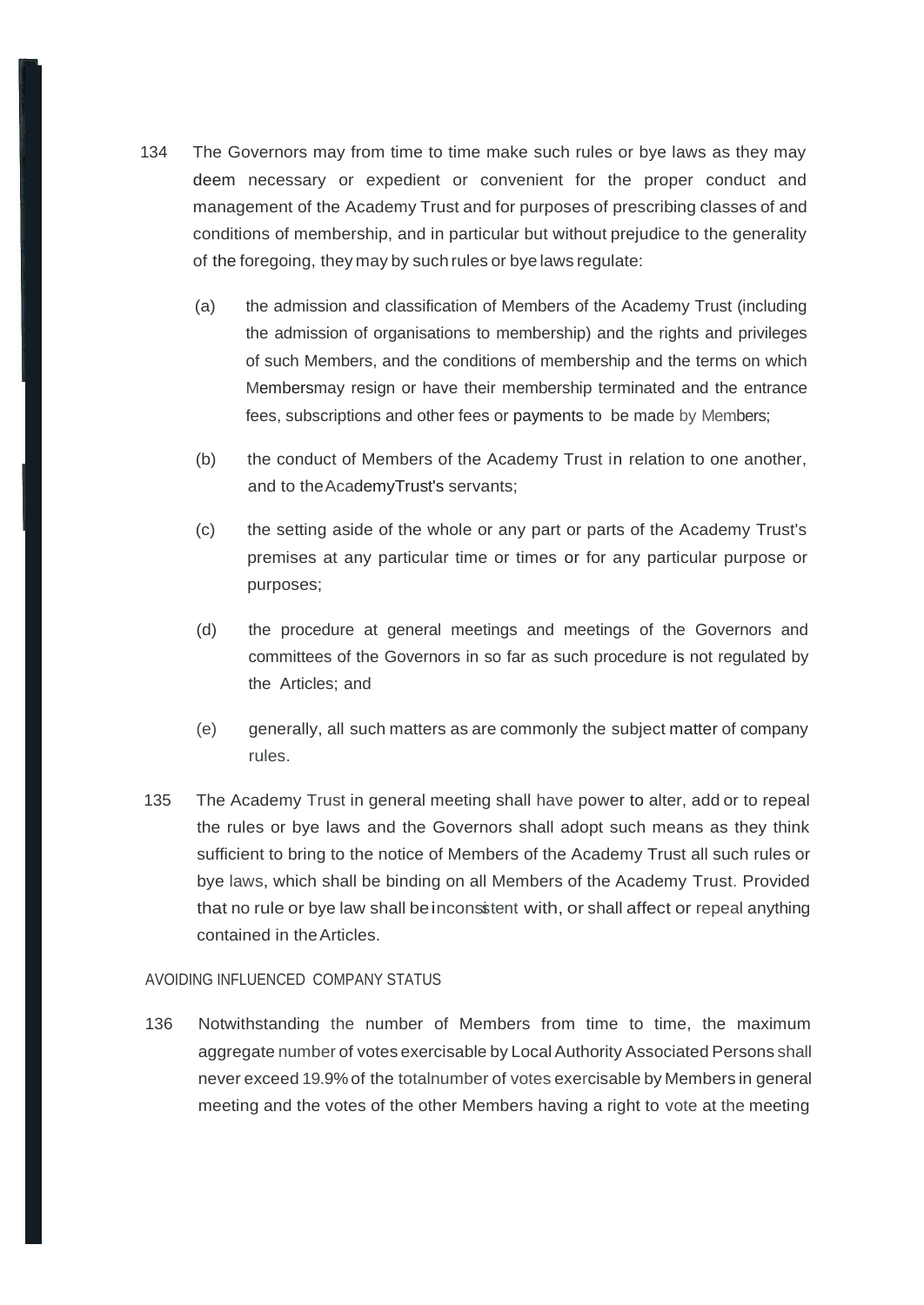134 The Governors may from time to time make such rules or bye laws as they may deem necessary or expedient or convenient for the proper conduct and management of the Academy Trust and for purposes of prescribing classes of and conditions of membership, and in particular but without prejudice to the generality of the foregoing, they may by such rules or bye laws regulate:

(a) the admission and classification of Members of the Academy Trust (including the admission of organisations to membership) and the rights and privileges of such Members, and the conditions of membership and the terms on which Members may resign or have their membership terminated and the entrance fees, subscriptions and other fees or payments to be made by Members;

(b) the conduct of Members of the Academy Trust in relation to one another, and to the Academy Trust's servants;

(c) the setting aside of the whole or any part or parts of the Academy Trust's premises at any particular time or times or for any particular purpose or purposes;

(d) the procedure at general meetings and meetings of the Governors and committees of the Governors in so far as such procedure is not regulated by the Articles; and

(e) generally, all such matters as are commonly the subject matter of company rules.

135 The Academy Trust in general meeting shall have power to alter, add or to repeal the rules or bye laws and the Governors shall adopt such means as they think sufficient to bring to the notice of Members of the Academy Trust all such rules or bye laws, which shall be binding on all Members of the Academy Trust. Provided that no rule or bye law shall be inconsistent with, or shall affect or repeal anything contained in the Articles.

AVOIDING INFLUENCED COMPANY STATUS

136 Notwithstanding the number of Members from time to time, the maximum aggregate number of votes exercisable by Local Authority Associated Persons shall never exceed 19.9% of the total number of votes exercisable by Members in general meeting and the votes of the other Members having a right to vote at the meeting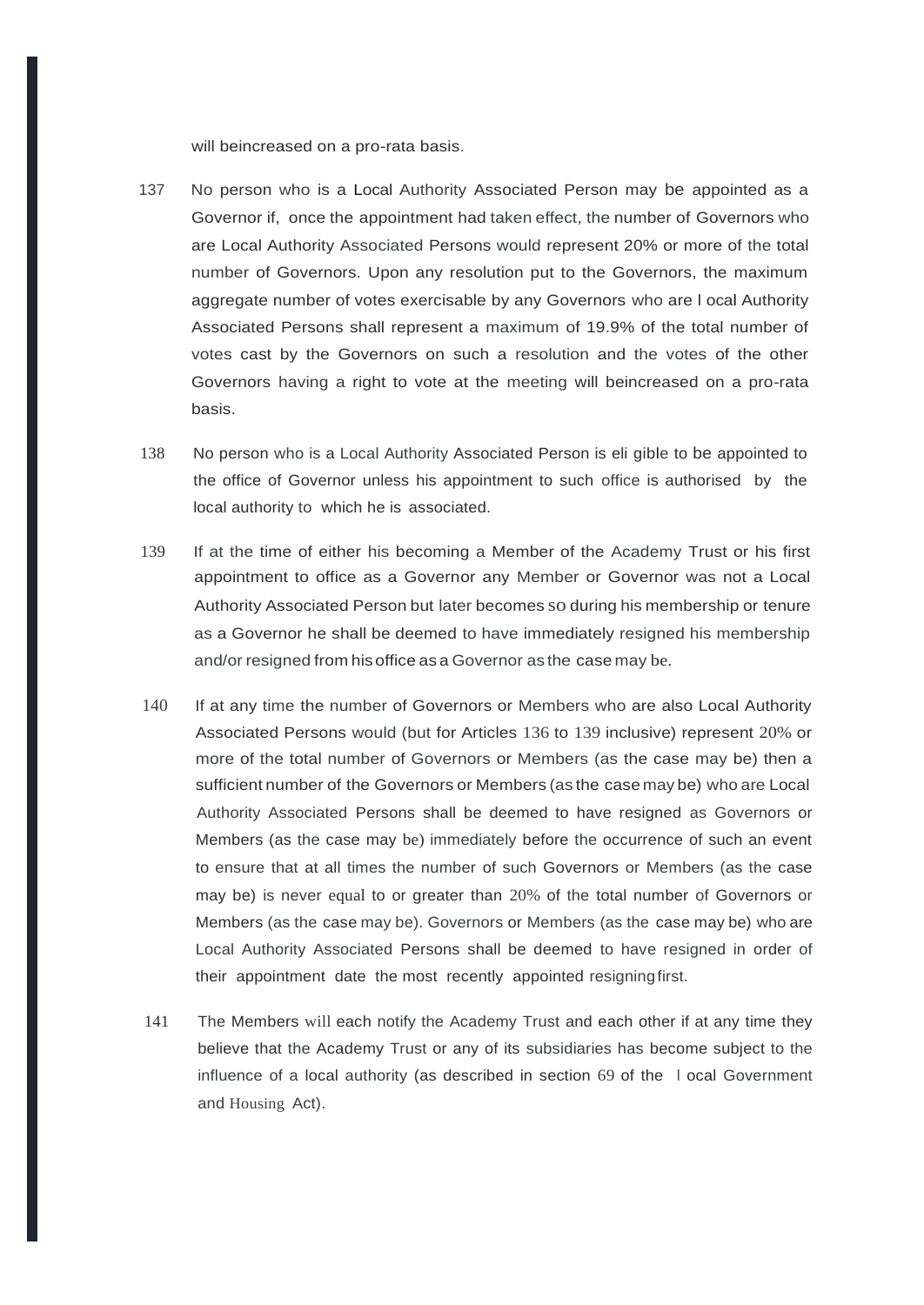will beincreased on a pro-rata basis.

137 No person who is a Local Authority Associated Person may be appointed as a Governor if, once the appointment had taken effect, the number of Governors who are Local Authority Associated Persons would represent 20% or more of the total number of Governors. Upon any resolution put to the Governors, the maximum aggregate number of votes exercisable by any Governors who are l ocal Authority Associated Persons shall represent a maximum of 19.9% of the total number of votes cast by the Governors on such a resolution and the votes of the other Governors having a right to vote at the meeting will beincreased on a pro-rata basis.

138 No person who is a Local Authority Associated Person is eli gible to be appointed to the office of Governor unless his appointment to such office is authorised by the local authority to which he is associated.

139 If at the time of either his becoming a Member of the Academy Trust or his first appointment to office as a Governor any Member or Governor was not a Local Authority Associated Person but later becomes so during his membership or tenure as a Governor he shall be deemed to have immediately resigned his membership and/or resigned from his office as a Governor as the case may be.

140 If at any time the number of Governors or Members who are also Local Authority Associated Persons would (but for Articles 136 to 139 inclusive) represent 20% or more of the total number of Governors or Members (as the case may be) then a sufficient number of the Governors or Members (as the case may be) who are Local Authority Associated Persons shall be deemed to have resigned as Governors or Members (as the case may be) immediately before the occurrence of such an event to ensure that at all times the number of such Governors or Members (as the case may be) is never equal to or greater than 20% of the total number of Governors or Members (as the case may be). Governors or Members (as the case may be) who are Local Authority Associated Persons shall be deemed to have resigned in order of their appointment date the most recently appointed resigning first.

141 The Members will each notify the Academy Trust and each other if at any time they believe that the Academy Trust or any of its subsidiaries has become subject to the influence of a local authority (as described in section 69 of the l ocal Government and Housing Act).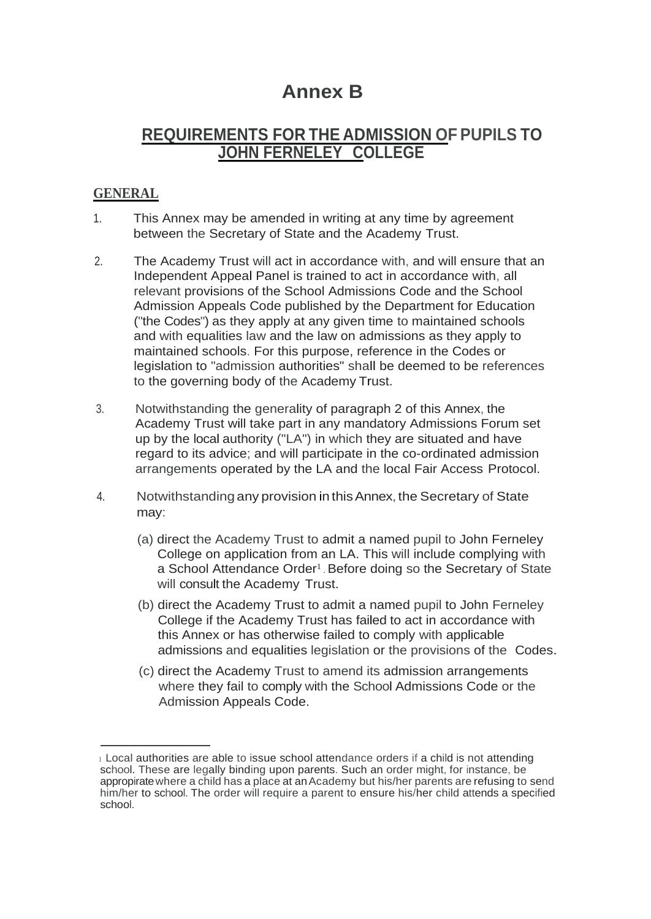# Annex B

## REQUIREMENTS FOR THE ADMISSION OF PUPILS TO JOHN FERNELEY COLLEGE

### GENERAL

1. This Annex may be amended in writing at any time by agreement between the Secretary of State and the Academy Trust.

2. The Academy Trust will act in accordance with, and will ensure that an Independent Appeal Panel is trained to act in accordance with, all relevant provisions of the School Admissions Code and the School Admission Appeals Code published by the Department for Education ("the Codes") as they apply at any given time to maintained schools and with equalities law and the law on admissions as they apply to maintained schools. For this purpose, reference in the Codes or legislation to "admission authorities" shall be deemed to be references to the governing body of the Academy Trust.

3. Notwithstanding the generality of paragraph 2 of this Annex, the Academy Trust will take part in any mandatory Admissions Forum set up by the local authority ("LA") in which they are situated and have regard to its advice; and will participate in the co-ordinated admission arrangements operated by the LA and the local Fair Access Protocol.

4. Notwithstanding any provision in this Annex, the Secretary of State may:

   (a) direct the Academy Trust to admit a named pupil to John Ferneley College on application from an LA. This will include complying with a School Attendance Order[1]. Before doing so the Secretary of State will consult the Academy Trust.

   (b) direct the Academy Trust to admit a named pupil to John Ferneley College if the Academy Trust has failed to act in accordance with this Annex or has otherwise failed to comply with applicable admissions and equalities legislation or the provisions of the Codes.

   (c) direct the Academy Trust to amend its admission arrangements where they fail to comply with the School Admissions Code or the Admission Appeals Code.

---

[1] Local authorities are able to issue school attendance orders if a child is not attending school. These are legally binding upon parents. Such an order might, for instance, be appropirate where a child has a place at an Academy but his/her parents are refusing to send him/her to school. The order will require a parent to ensure his/her child attends a specified school.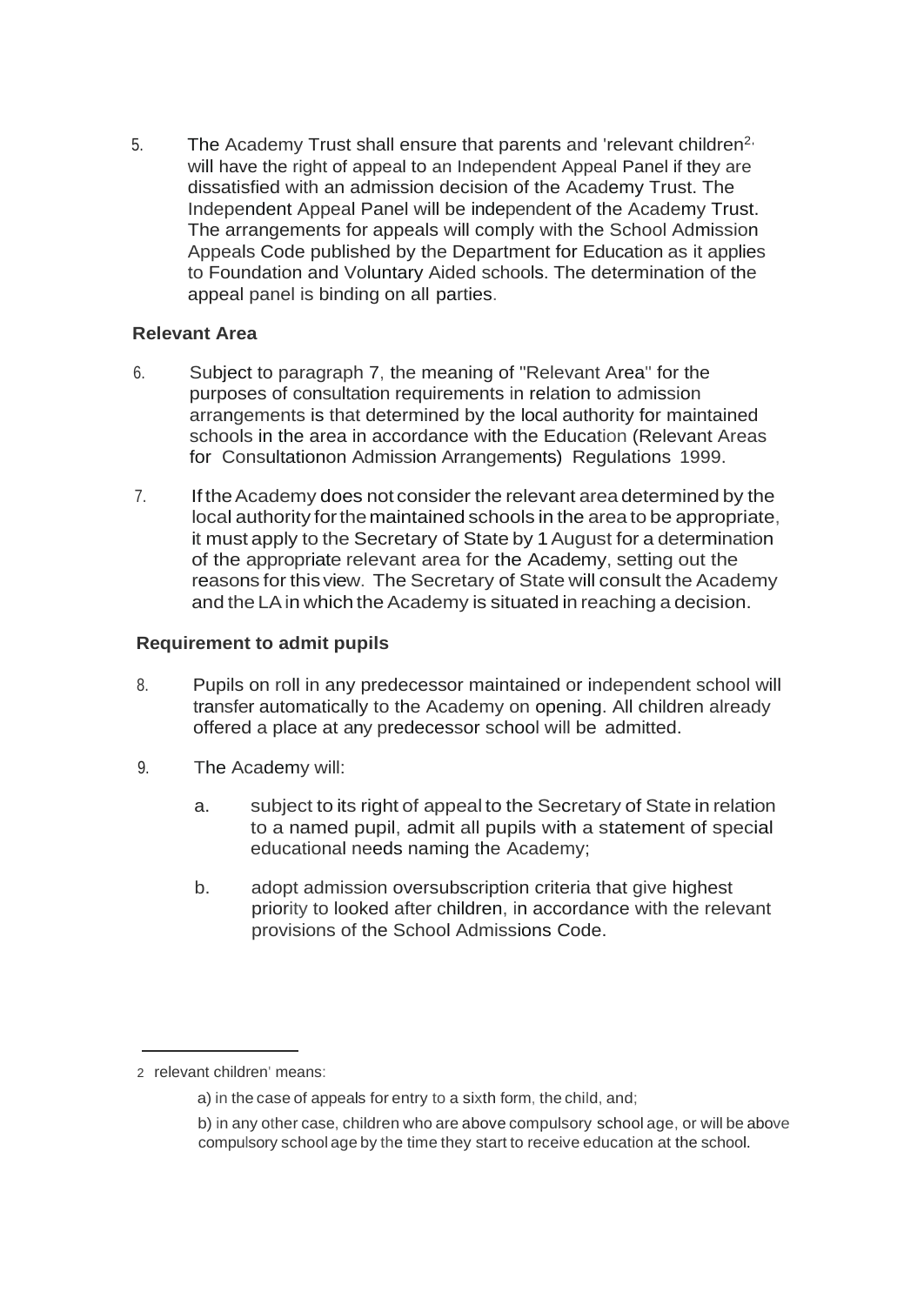5. The Academy Trust shall ensure that parents and 'relevant children[2] will have the right of appeal to an Independent Appeal Panel if they are dissatisfied with an admission decision of the Academy Trust. The Independent Appeal Panel will be independent of the Academy Trust. The arrangements for appeals will comply with the School Admission Appeals Code published by the Department for Education as it applies to Foundation and Voluntary Aided schools. The determination of the appeal panel is binding on all parties.

**Relevant Area**

6. Subject to paragraph 7, the meaning of "Relevant Area" for the purposes of consultation requirements in relation to admission arrangements is that determined by the local authority for maintained schools in the area in accordance with the Education (Relevant Areas for Consultationon Admission Arrangements) Regulations 1999.

7. If the Academy does not consider the relevant area determined by the local authority for the maintained schools in the area to be appropriate, it must apply to the Secretary of State by 1 August for a determination of the appropriate relevant area for the Academy, setting out the reasons for this view. The Secretary of State will consult the Academy and the LA in which the Academy is situated in reaching a decision.

**Requirement to admit pupils**

8. Pupils on roll in any predecessor maintained or independent school will transfer automatically to the Academy on opening. All children already offered a place at any predecessor school will be admitted.

9. The Academy will:

   a. subject to its right of appeal to the Secretary of State in relation to a named pupil, admit all pupils with a statement of special educational needs naming the Academy;

   b. adopt admission oversubscription criteria that give highest priority to looked after children, in accordance with the relevant provisions of the School Admissions Code.

---

2 relevant children' means:

a) in the case of appeals for entry to a sixth form, the child, and;

b) in any other case, children who are above compulsory school age, or will be above compulsory school age by the time they start to receive education at the school.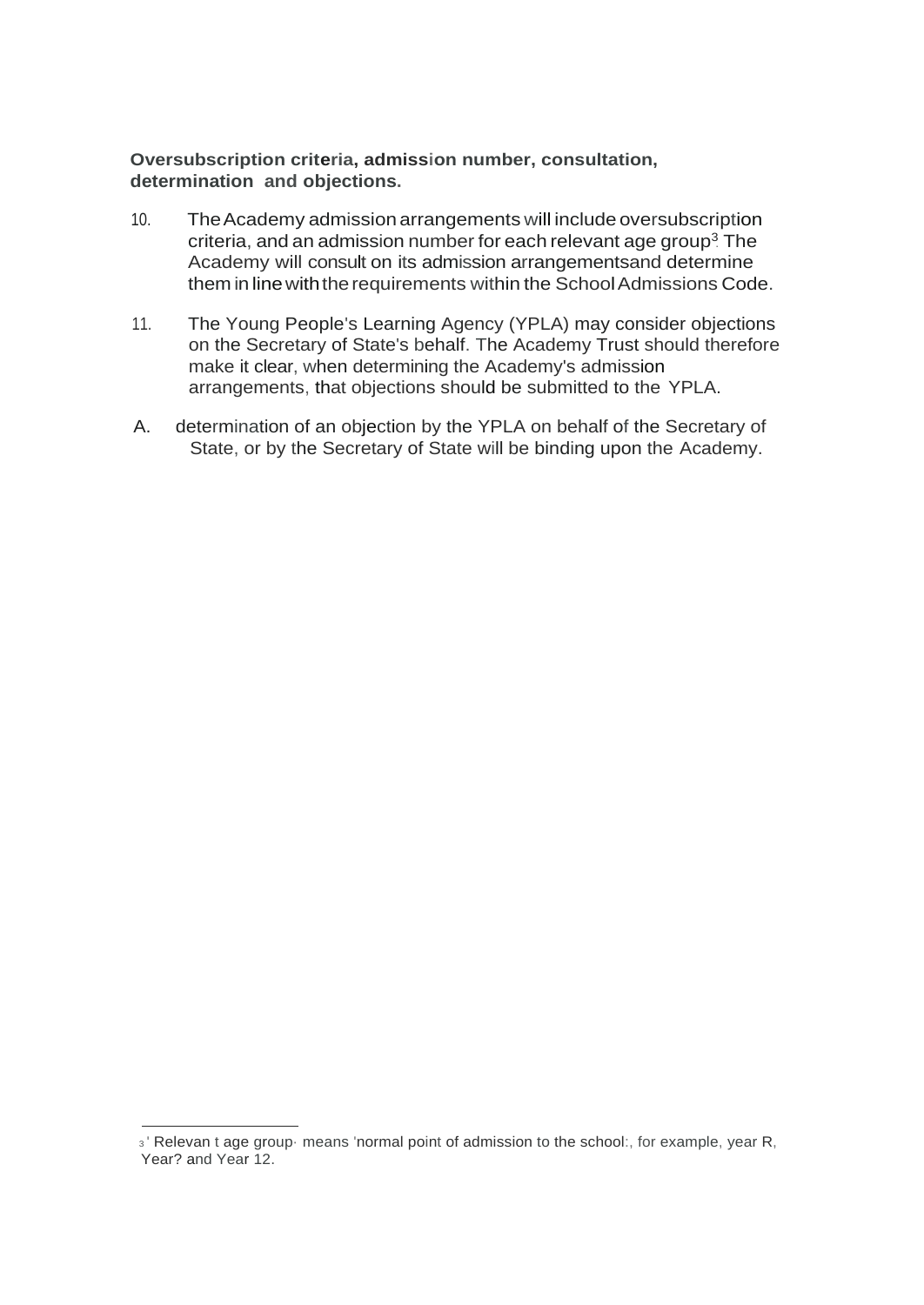**Oversubscription criteria, admission number, consultation, determination and objections.**

10. The Academy admission arrangements will include oversubscription criteria, and an admission number for each relevant age group[3]. The Academy will consult on its admission arrangementsand determine them in line with the requirements within the School Admissions Code.

11. The Young People's Learning Agency (YPLA) may consider objections on the Secretary of State's behalf. The Academy Trust should therefore make it clear, when determining the Academy's admission arrangements, that objections should be submitted to the YPLA.

A. determination of an objection by the YPLA on behalf of the Secretary of State, or by the Secretary of State will be binding upon the Academy.

---

[3] ' Relevan t age group· means 'normal point of admission to the school:, for example, year R, Year? and Year 12.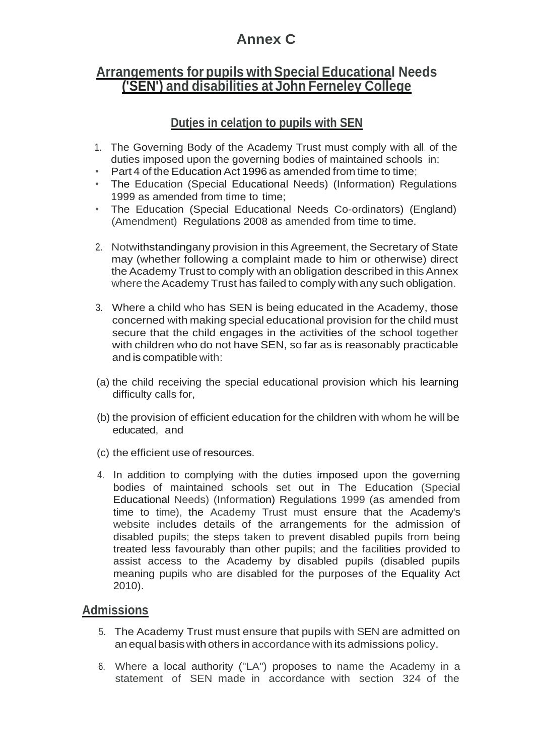# Annex C

## Arrangements for pupils with Special Educational Needs ('SEN') and disabilities at John Ferneley College

### Dutjes in celatjon to pupils with SEN

1. The Governing Body of the Academy Trust must comply with all of the duties imposed upon the governing bodies of maintained schools in:

- Part 4 of the Education Act 1996 as amended from time to time;
- The Education (Special Educational Needs) (Information) Regulations 1999 as amended from time to time;
- The Education (Special Educational Needs Co-ordinators) (England) (Amendment) Regulations 2008 as amended from time to time.

2. Notwithstandingany provision in this Agreement, the Secretary of State may (whether following a complaint made to him or otherwise) direct the Academy Trust to comply with an obligation described in this Annex where the Academy Trust has failed to comply with any such obligation.

3. Where a child who has SEN is being educated in the Academy, those concerned with making special educational provision for the child must secure that the child engages in the activities of the school together with children who do not have SEN, so far as is reasonably practicable and is compatible with:

(a) the child receiving the special educational provision which his learning difficulty calls for,

(b) the provision of efficient education for the children with whom he will be educated, and

(c) the efficient use of resources.

4. In addition to complying with the duties imposed upon the governing bodies of maintained schools set out in The Education (Special Educational Needs) (Information) Regulations 1999 (as amended from time to time), the Academy Trust must ensure that the Academy's website includes details of the arrangements for the admission of disabled pupils; the steps taken to prevent disabled pupils from being treated less favourably than other pupils; and the facilities provided to assist access to the Academy by disabled pupils (disabled pupils meaning pupils who are disabled for the purposes of the Equality Act 2010).

## Admissions

5. The Academy Trust must ensure that pupils with SEN are admitted on an equal basis with others in accordance with its admissions policy.

6. Where a local authority ("LA") proposes to name the Academy in a statement of SEN made in accordance with section 324 of the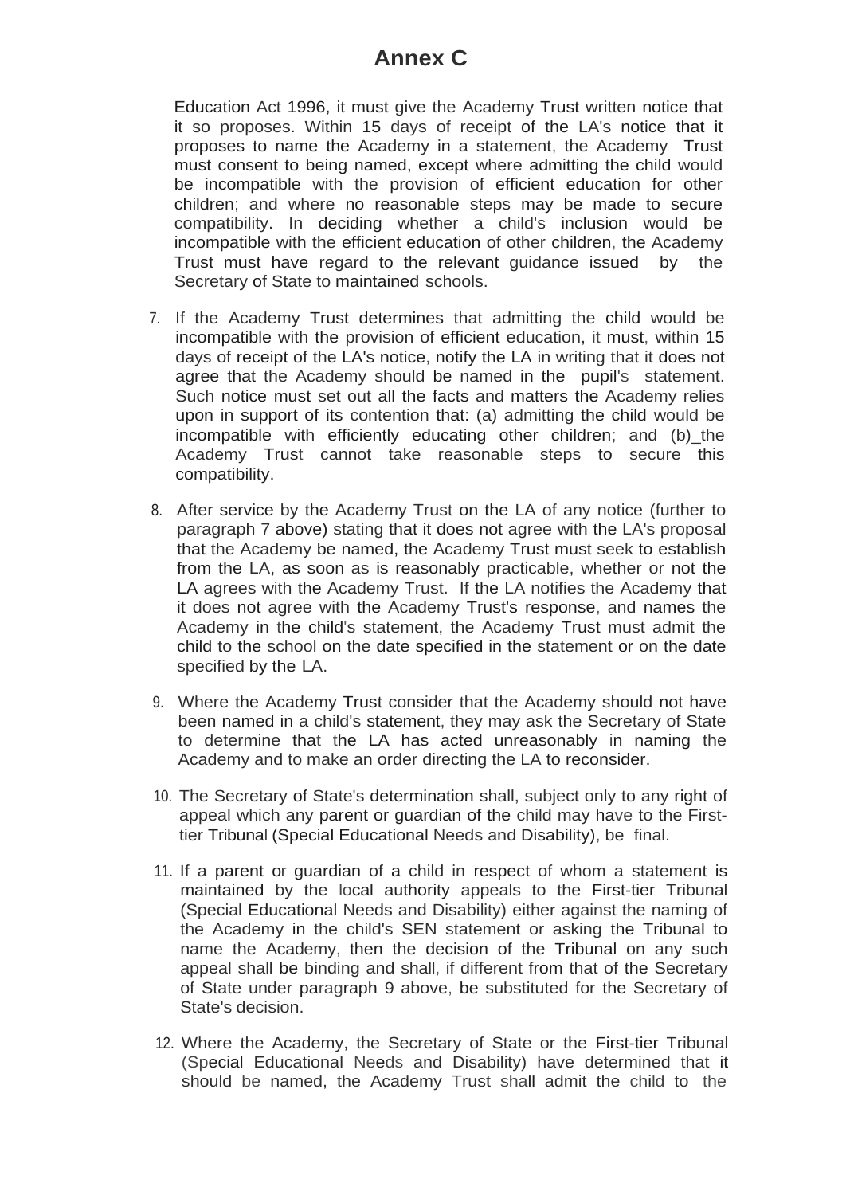# Annex C

Education Act 1996, it must give the Academy Trust written notice that it so proposes. Within 15 days of receipt of the LA's notice that it proposes to name the Academy in a statement, the Academy Trust must consent to being named, except where admitting the child would be incompatible with the provision of efficient education for other children; and where no reasonable steps may be made to secure compatibility. In deciding whether a child's inclusion would be incompatible with the efficient education of other children, the Academy Trust must have regard to the relevant guidance issued by the Secretary of State to maintained schools.

7. If the Academy Trust determines that admitting the child would be incompatible with the provision of efficient education, it must, within 15 days of receipt of the LA's notice, notify the LA in writing that it does not agree that the Academy should be named in the pupil's statement. Such notice must set out all the facts and matters the Academy relies upon in support of its contention that: (a) admitting the child would be incompatible with efficiently educating other children; and (b)_the Academy Trust cannot take reasonable steps to secure this compatibility.

8. After service by the Academy Trust on the LA of any notice (further to paragraph 7 above) stating that it does not agree with the LA's proposal that the Academy be named, the Academy Trust must seek to establish from the LA, as soon as is reasonably practicable, whether or not the LA agrees with the Academy Trust. If the LA notifies the Academy that it does not agree with the Academy Trust's response, and names the Academy in the child's statement, the Academy Trust must admit the child to the school on the date specified in the statement or on the date specified by the LA.

9. Where the Academy Trust consider that the Academy should not have been named in a child's statement, they may ask the Secretary of State to determine that the LA has acted unreasonably in naming the Academy and to make an order directing the LA to reconsider.

10. The Secretary of State's determination shall, subject only to any right of appeal which any parent or guardian of the child may have to the First-tier Tribunal (Special Educational Needs and Disability), be final.

11. If a parent or guardian of a child in respect of whom a statement is maintained by the local authority appeals to the First-tier Tribunal (Special Educational Needs and Disability) either against the naming of the Academy in the child's SEN statement or asking the Tribunal to name the Academy, then the decision of the Tribunal on any such appeal shall be binding and shall, if different from that of the Secretary of State under paragraph 9 above, be substituted for the Secretary of State's decision.

12. Where the Academy, the Secretary of State or the First-tier Tribunal (Special Educational Needs and Disability) have determined that it should be named, the Academy Trust shall admit the child to the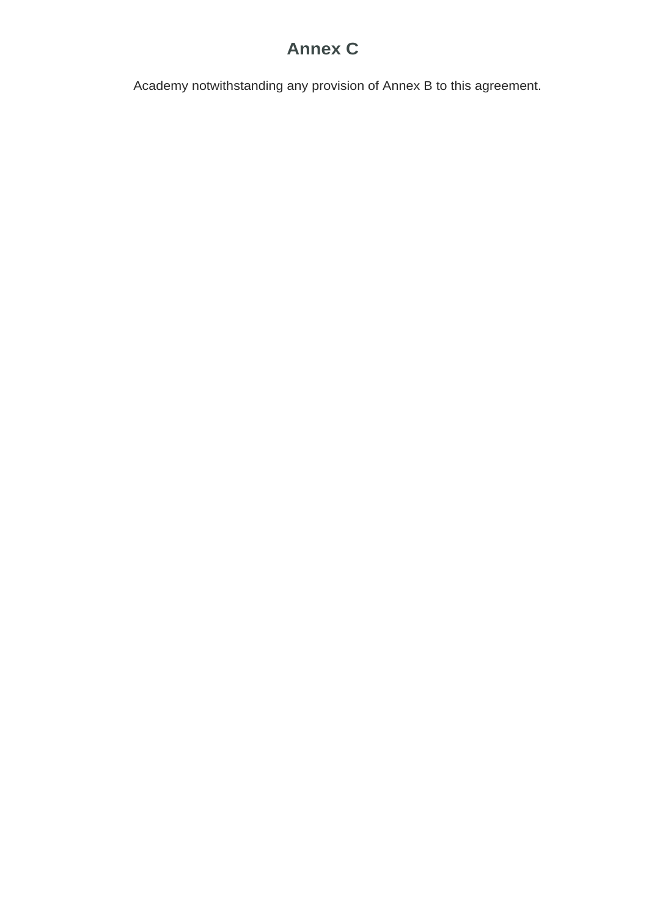# Annex C

Academy notwithstanding any provision of Annex B to this agreement.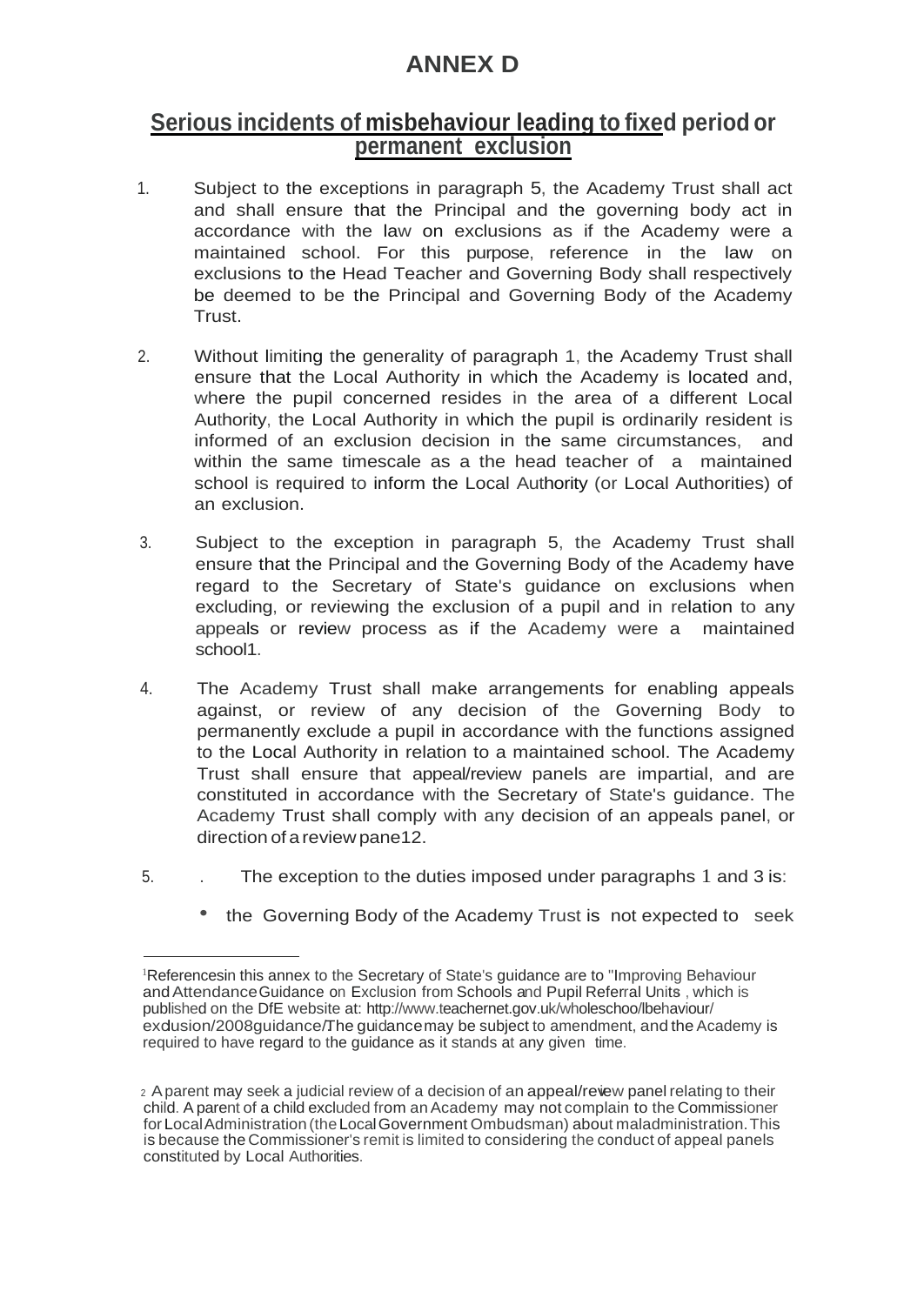# ANNEX D

## Serious incidents of misbehaviour leading to fixed period or permanent exclusion

1. Subject to the exceptions in paragraph 5, the Academy Trust shall act and shall ensure that the Principal and the governing body act in accordance with the law on exclusions as if the Academy were a maintained school. For this purpose, reference in the law on exclusions to the Head Teacher and Governing Body shall respectively be deemed to be the Principal and Governing Body of the Academy Trust.

2. Without limiting the generality of paragraph 1, the Academy Trust shall ensure that the Local Authority in which the Academy is located and, where the pupil concerned resides in the area of a different Local Authority, the Local Authority in which the pupil is ordinarily resident is informed of an exclusion decision in the same circumstances, and within the same timescale as a the head teacher of a maintained school is required to inform the Local Authority (or Local Authorities) of an exclusion.

3. Subject to the exception in paragraph 5, the Academy Trust shall ensure that the Principal and the Governing Body of the Academy have regard to the Secretary of State's guidance on exclusions when excluding, or reviewing the exclusion of a pupil and in relation to any appeals or review process as if the Academy were a maintained school[1].

4. The Academy Trust shall make arrangements for enabling appeals against, or review of any decision of the Governing Body to permanently exclude a pupil in accordance with the functions assigned to the Local Authority in relation to a maintained school. The Academy Trust shall ensure that appeal/review panels are impartial, and are constituted in accordance with the Secretary of State's guidance. The Academy Trust shall comply with any decision of an appeals panel, or direction of a review panel[2].

5. . The exception to the duties imposed under paragraphs 1 and 3 is:

   - the Governing Body of the Academy Trust is not expected to seek

---

[1] References in this annex to the Secretary of State's guidance are to "Improving Behaviour and Attendance Guidance on Exclusion from Schools and Pupil Referral Units , which is published on the DfE website at: http://www.teachernet.gov.uk/wholeschool/behaviour/exclusion/2008guidance/The guidance may be subject to amendment, and the Academy is required to have regard to the guidance as it stands at any given time.

[2] A parent may seek a judicial review of a decision of an appeal/review panel relating to their child. A parent of a child excluded from an Academy may not complain to the Commissioner for Local Administration (the Local Government Ombudsman) about maladministration. This is because the Commissioner's remit is limited to considering the conduct of appeal panels constituted by Local Authorities.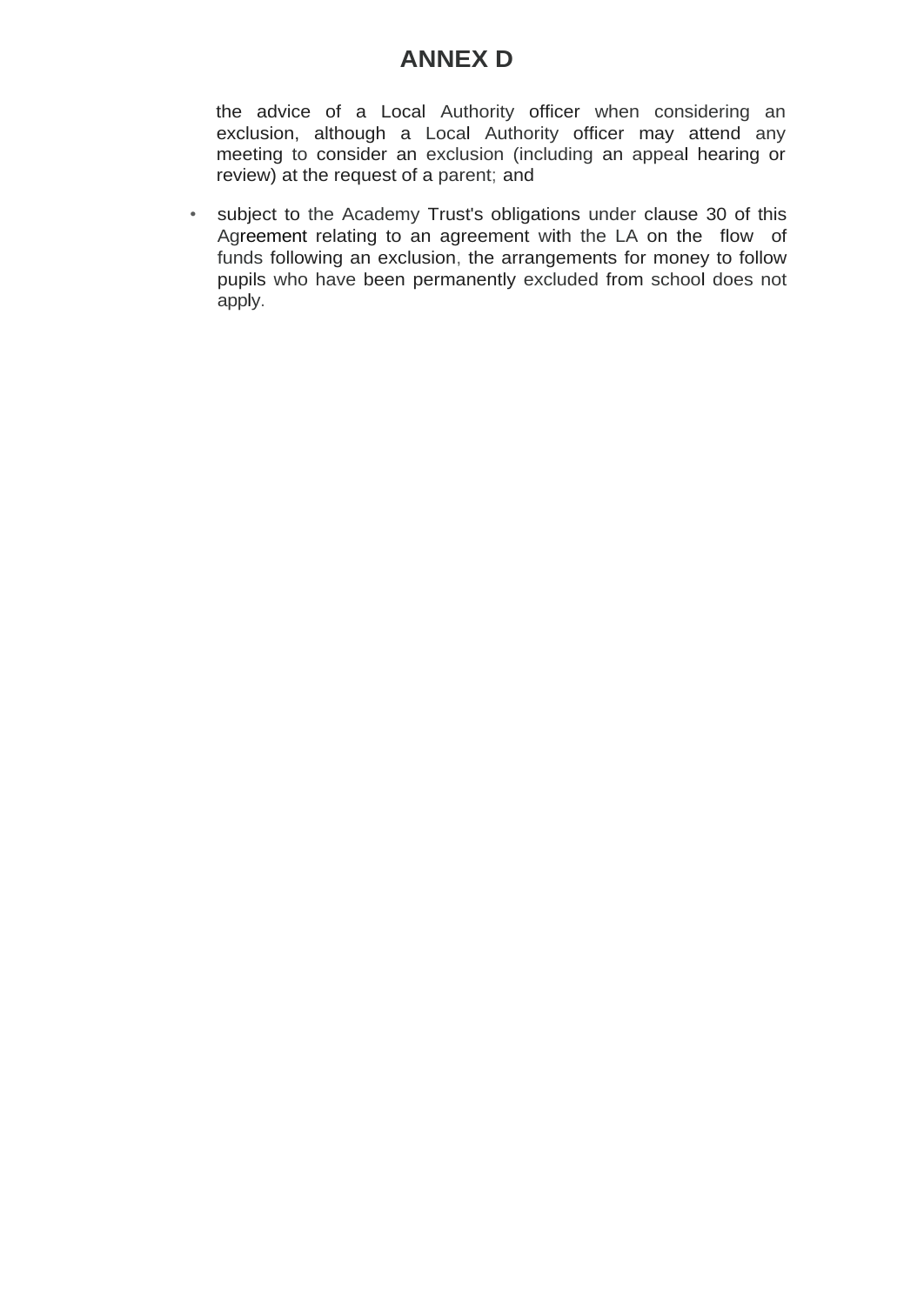# ANNEX D

the advice of a Local Authority officer when considering an exclusion, although a Local Authority officer may attend any meeting to consider an exclusion (including an appeal hearing or review) at the request of a parent; and

- subject to the Academy Trust's obligations under clause 30 of this Agreement relating to an agreement with the LA on the flow of funds following an exclusion, the arrangements for money to follow pupils who have been permanently excluded from school does not apply.